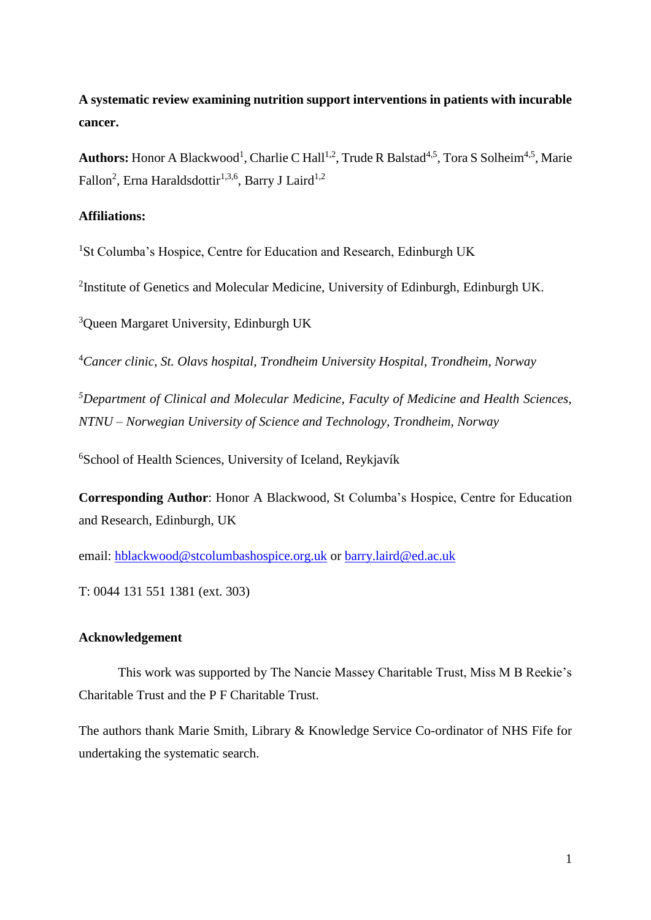**A systematic review examining nutrition support interventions in patients with incurable cancer.**

**Authors:** Honor A Blackwood[1], Charlie C Hall[1,2], Trude R Balstad[4,5], Tora S Solheim[4,5], Marie Fallon[2], Erna Haraldsdottir[1,3,6], Barry J Laird[1,2]

**Affiliations:**

[1]St Columba's Hospice, Centre for Education and Research, Edinburgh UK

[2]Institute of Genetics and Molecular Medicine, University of Edinburgh, Edinburgh UK.

[3]Queen Margaret University, Edinburgh UK

[4]*Cancer clinic, St. Olavs hospital, Trondheim University Hospital, Trondheim, Norway*

[5]*Department of Clinical and Molecular Medicine, Faculty of Medicine and Health Sciences, NTNU – Norwegian University of Science and Technology, Trondheim, Norway*

[6]School of Health Sciences, University of Iceland, Reykjavík

**Corresponding Author**: Honor A Blackwood, St Columba's Hospice, Centre for Education and Research, Edinburgh, UK

email: hblackwood@stcolumbashospice.org.uk or barry.laird@ed.ac.uk

T: 0044 131 551 1381 (ext. 303)

**Acknowledgement**

This work was supported by The Nancie Massey Charitable Trust, Miss M B Reekie's Charitable Trust and the P F Charitable Trust.

The authors thank Marie Smith, Library & Knowledge Service Co-ordinator of NHS Fife for undertaking the systematic search.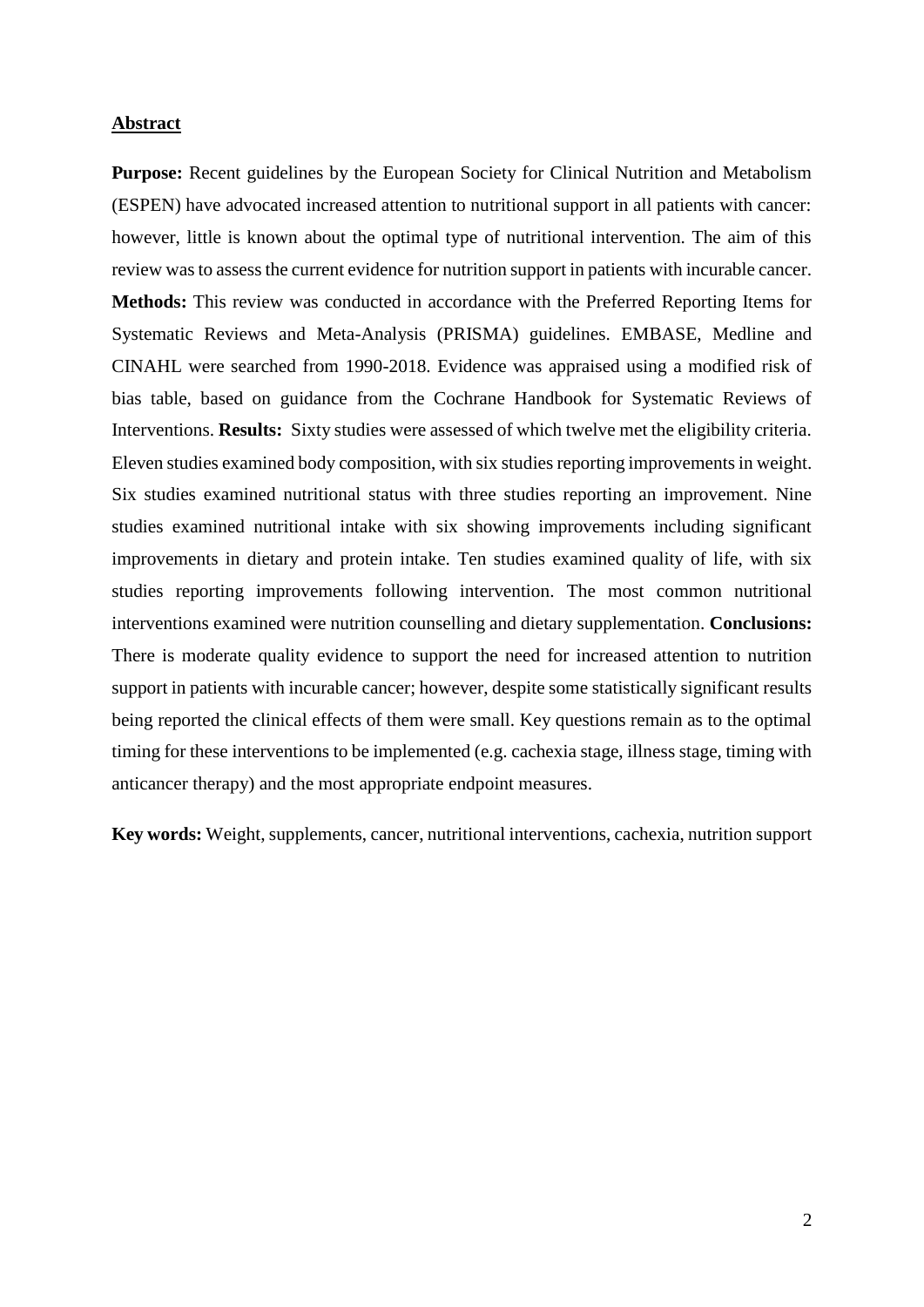## Abstract

**Purpose:** Recent guidelines by the European Society for Clinical Nutrition and Metabolism (ESPEN) have advocated increased attention to nutritional support in all patients with cancer: however, little is known about the optimal type of nutritional intervention. The aim of this review was to assess the current evidence for nutrition support in patients with incurable cancer. **Methods:** This review was conducted in accordance with the Preferred Reporting Items for Systematic Reviews and Meta-Analysis (PRISMA) guidelines. EMBASE, Medline and CINAHL were searched from 1990-2018. Evidence was appraised using a modified risk of bias table, based on guidance from the Cochrane Handbook for Systematic Reviews of Interventions. **Results:** Sixty studies were assessed of which twelve met the eligibility criteria. Eleven studies examined body composition, with six studies reporting improvements in weight. Six studies examined nutritional status with three studies reporting an improvement. Nine studies examined nutritional intake with six showing improvements including significant improvements in dietary and protein intake. Ten studies examined quality of life, with six studies reporting improvements following intervention. The most common nutritional interventions examined were nutrition counselling and dietary supplementation. **Conclusions:** There is moderate quality evidence to support the need for increased attention to nutrition support in patients with incurable cancer; however, despite some statistically significant results being reported the clinical effects of them were small. Key questions remain as to the optimal timing for these interventions to be implemented (e.g. cachexia stage, illness stage, timing with anticancer therapy) and the most appropriate endpoint measures.

**Key words:** Weight, supplements, cancer, nutritional interventions, cachexia, nutrition support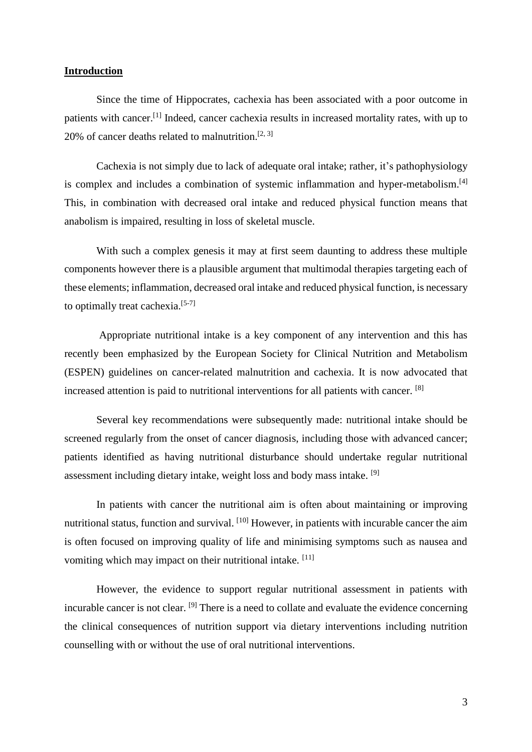## Introduction

Since the time of Hippocrates, cachexia has been associated with a poor outcome in patients with cancer.[1] Indeed, cancer cachexia results in increased mortality rates, with up to 20% of cancer deaths related to malnutrition.[2, 3]

Cachexia is not simply due to lack of adequate oral intake; rather, it's pathophysiology is complex and includes a combination of systemic inflammation and hyper-metabolism.[4] This, in combination with decreased oral intake and reduced physical function means that anabolism is impaired, resulting in loss of skeletal muscle.

With such a complex genesis it may at first seem daunting to address these multiple components however there is a plausible argument that multimodal therapies targeting each of these elements; inflammation, decreased oral intake and reduced physical function, is necessary to optimally treat cachexia.[5-7]

Appropriate nutritional intake is a key component of any intervention and this has recently been emphasized by the European Society for Clinical Nutrition and Metabolism (ESPEN) guidelines on cancer-related malnutrition and cachexia. It is now advocated that increased attention is paid to nutritional interventions for all patients with cancer. [8]

Several key recommendations were subsequently made: nutritional intake should be screened regularly from the onset of cancer diagnosis, including those with advanced cancer; patients identified as having nutritional disturbance should undertake regular nutritional assessment including dietary intake, weight loss and body mass intake. [9]

In patients with cancer the nutritional aim is often about maintaining or improving nutritional status, function and survival. [10] However, in patients with incurable cancer the aim is often focused on improving quality of life and minimising symptoms such as nausea and vomiting which may impact on their nutritional intake. [11]

However, the evidence to support regular nutritional assessment in patients with incurable cancer is not clear. [9] There is a need to collate and evaluate the evidence concerning the clinical consequences of nutrition support via dietary interventions including nutrition counselling with or without the use of oral nutritional interventions.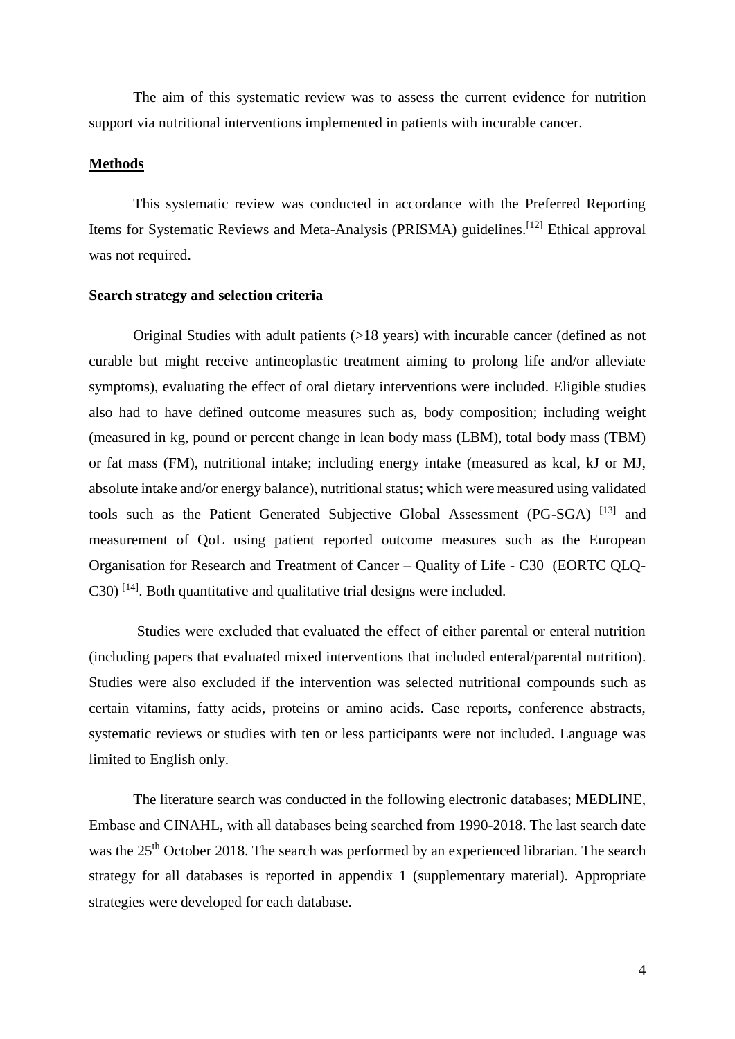The aim of this systematic review was to assess the current evidence for nutrition support via nutritional interventions implemented in patients with incurable cancer.

## Methods

This systematic review was conducted in accordance with the Preferred Reporting Items for Systematic Reviews and Meta-Analysis (PRISMA) guidelines.[12] Ethical approval was not required.

### Search strategy and selection criteria

Original Studies with adult patients (>18 years) with incurable cancer (defined as not curable but might receive antineoplastic treatment aiming to prolong life and/or alleviate symptoms), evaluating the effect of oral dietary interventions were included. Eligible studies also had to have defined outcome measures such as, body composition; including weight (measured in kg, pound or percent change in lean body mass (LBM), total body mass (TBM) or fat mass (FM), nutritional intake; including energy intake (measured as kcal, kJ or MJ, absolute intake and/or energy balance), nutritional status; which were measured using validated tools such as the Patient Generated Subjective Global Assessment (PG-SGA) [13] and measurement of QoL using patient reported outcome measures such as the European Organisation for Research and Treatment of Cancer – Quality of Life - C30 (EORTC QLQ-C30) [14]. Both quantitative and qualitative trial designs were included.

Studies were excluded that evaluated the effect of either parental or enteral nutrition (including papers that evaluated mixed interventions that included enteral/parental nutrition). Studies were also excluded if the intervention was selected nutritional compounds such as certain vitamins, fatty acids, proteins or amino acids. Case reports, conference abstracts, systematic reviews or studies with ten or less participants were not included. Language was limited to English only.

The literature search was conducted in the following electronic databases; MEDLINE, Embase and CINAHL, with all databases being searched from 1990-2018. The last search date was the 25th October 2018. The search was performed by an experienced librarian. The search strategy for all databases is reported in appendix 1 (supplementary material). Appropriate strategies were developed for each database.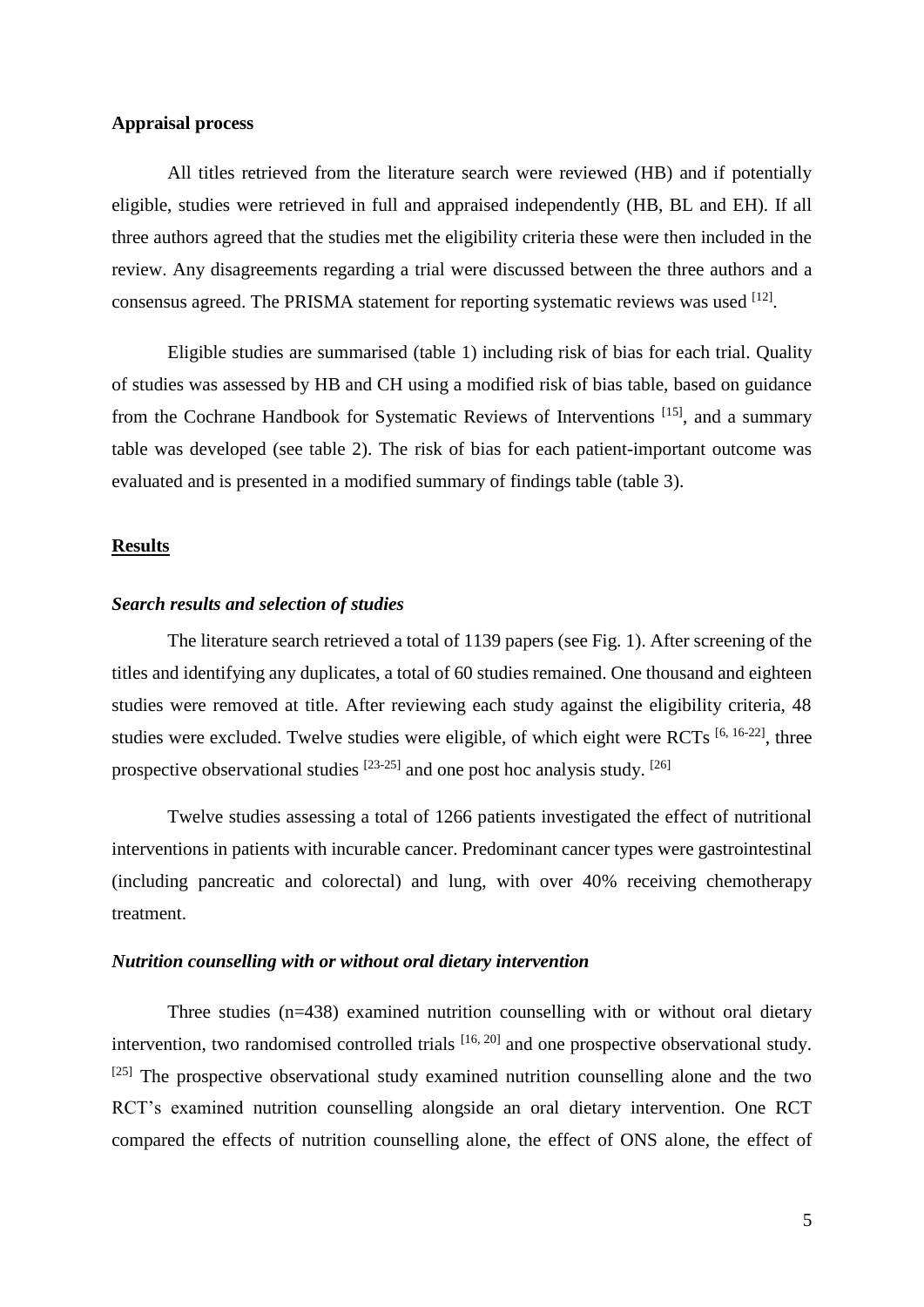**Appraisal process**

All titles retrieved from the literature search were reviewed (HB) and if potentially eligible, studies were retrieved in full and appraised independently (HB, BL and EH). If all three authors agreed that the studies met the eligibility criteria these were then included in the review. Any disagreements regarding a trial were discussed between the three authors and a consensus agreed. The PRISMA statement for reporting systematic reviews was used [12].

Eligible studies are summarised (table 1) including risk of bias for each trial. Quality of studies was assessed by HB and CH using a modified risk of bias table, based on guidance from the Cochrane Handbook for Systematic Reviews of Interventions [15], and a summary table was developed (see table 2). The risk of bias for each patient-important outcome was evaluated and is presented in a modified summary of findings table (table 3).

## Results

### *Search results and selection of studies*

The literature search retrieved a total of 1139 papers (see Fig. 1). After screening of the titles and identifying any duplicates, a total of 60 studies remained. One thousand and eighteen studies were removed at title. After reviewing each study against the eligibility criteria, 48 studies were excluded. Twelve studies were eligible, of which eight were RCTs [6, 16-22], three prospective observational studies [23-25] and one post hoc analysis study. [26]

Twelve studies assessing a total of 1266 patients investigated the effect of nutritional interventions in patients with incurable cancer. Predominant cancer types were gastrointestinal (including pancreatic and colorectal) and lung, with over 40% receiving chemotherapy treatment.

### *Nutrition counselling with or without oral dietary intervention*

Three studies (n=438) examined nutrition counselling with or without oral dietary intervention, two randomised controlled trials [16, 20] and one prospective observational study. [25] The prospective observational study examined nutrition counselling alone and the two RCT's examined nutrition counselling alongside an oral dietary intervention. One RCT compared the effects of nutrition counselling alone, the effect of ONS alone, the effect of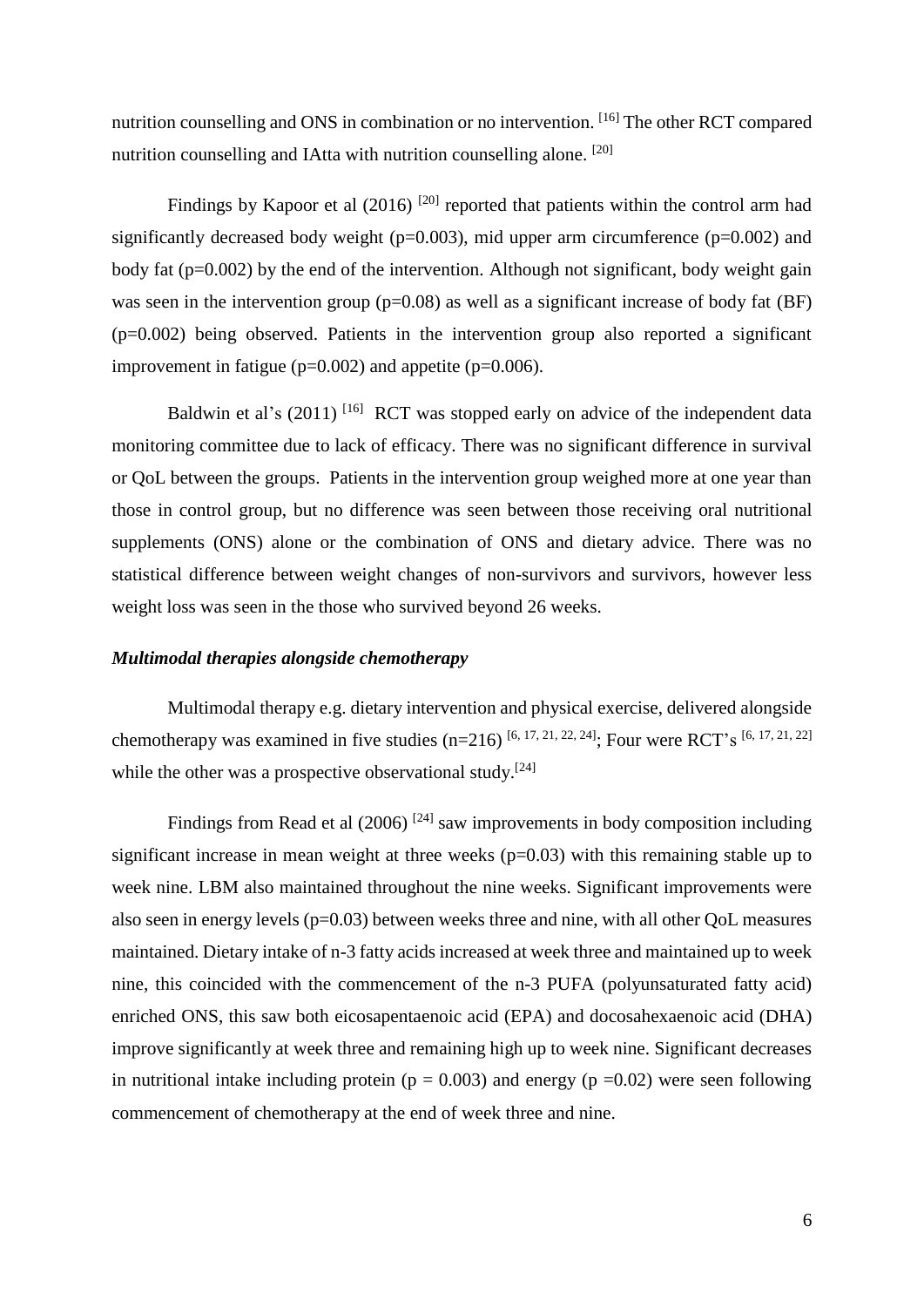nutrition counselling and ONS in combination or no intervention. [16] The other RCT compared nutrition counselling and IAtta with nutrition counselling alone. [20]

Findings by Kapoor et al (2016) [20] reported that patients within the control arm had significantly decreased body weight (p=0.003), mid upper arm circumference (p=0.002) and body fat (p=0.002) by the end of the intervention. Although not significant, body weight gain was seen in the intervention group (p=0.08) as well as a significant increase of body fat (BF) (p=0.002) being observed. Patients in the intervention group also reported a significant improvement in fatigue (p=0.002) and appetite (p=0.006).

Baldwin et al's (2011) [16] RCT was stopped early on advice of the independent data monitoring committee due to lack of efficacy. There was no significant difference in survival or QoL between the groups. Patients in the intervention group weighed more at one year than those in control group, but no difference was seen between those receiving oral nutritional supplements (ONS) alone or the combination of ONS and dietary advice. There was no statistical difference between weight changes of non-survivors and survivors, however less weight loss was seen in the those who survived beyond 26 weeks.

### *Multimodal therapies alongside chemotherapy*

Multimodal therapy e.g. dietary intervention and physical exercise, delivered alongside chemotherapy was examined in five studies (n=216) [6, 17, 21, 22, 24]; Four were RCT's [6, 17, 21, 22] while the other was a prospective observational study.[24]

Findings from Read et al (2006) [24] saw improvements in body composition including significant increase in mean weight at three weeks (p=0.03) with this remaining stable up to week nine. LBM also maintained throughout the nine weeks. Significant improvements were also seen in energy levels (p=0.03) between weeks three and nine, with all other QoL measures maintained. Dietary intake of n-3 fatty acids increased at week three and maintained up to week nine, this coincided with the commencement of the n-3 PUFA (polyunsaturated fatty acid) enriched ONS, this saw both eicosapentaenoic acid (EPA) and docosahexaenoic acid (DHA) improve significantly at week three and remaining high up to week nine. Significant decreases in nutritional intake including protein (p = 0.003) and energy (p =0.02) were seen following commencement of chemotherapy at the end of week three and nine.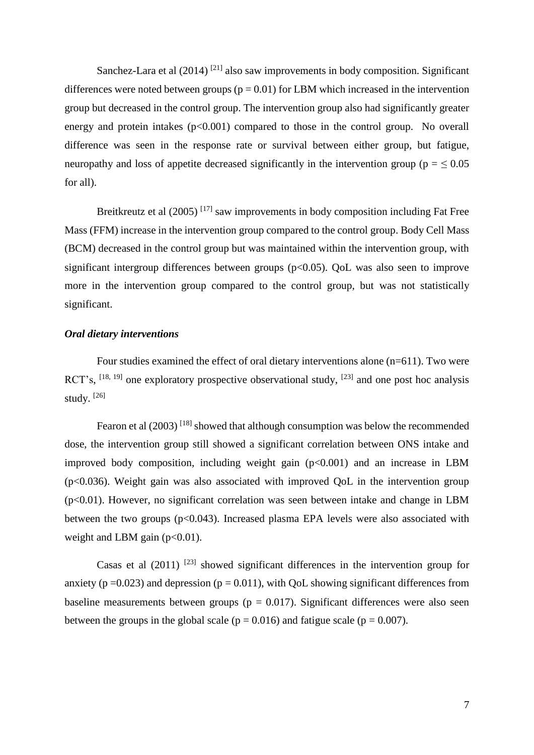Sanchez-Lara et al (2014) [21] also saw improvements in body composition. Significant differences were noted between groups ($p = 0.01$) for LBM which increased in the intervention group but decreased in the control group. The intervention group also had significantly greater energy and protein intakes ($p<0.001$) compared to those in the control group. No overall difference was seen in the response rate or survival between either group, but fatigue, neuropathy and loss of appetite decreased significantly in the intervention group ($p = \leq 0.05$ for all).

Breitkreutz et al (2005) [17] saw improvements in body composition including Fat Free Mass (FFM) increase in the intervention group compared to the control group. Body Cell Mass (BCM) decreased in the control group but was maintained within the intervention group, with significant intergroup differences between groups ($p<0.05$). QoL was also seen to improve more in the intervention group compared to the control group, but was not statistically significant.

***Oral dietary interventions***

Four studies examined the effect of oral dietary interventions alone (n=611). Two were RCT's, [18, 19] one exploratory prospective observational study, [23] and one post hoc analysis study. [26]

Fearon et al (2003) [18] showed that although consumption was below the recommended dose, the intervention group still showed a significant correlation between ONS intake and improved body composition, including weight gain ($p<0.001$) and an increase in LBM ($p<0.036$). Weight gain was also associated with improved QoL in the intervention group ($p<0.01$). However, no significant correlation was seen between intake and change in LBM between the two groups ($p<0.043$). Increased plasma EPA levels were also associated with weight and LBM gain ($p<0.01$).

Casas et al (2011) [23] showed significant differences in the intervention group for anxiety ($p =0.023$) and depression ($p = 0.011$), with QoL showing significant differences from baseline measurements between groups ($p = 0.017$). Significant differences were also seen between the groups in the global scale ($p = 0.016$) and fatigue scale ($p = 0.007$).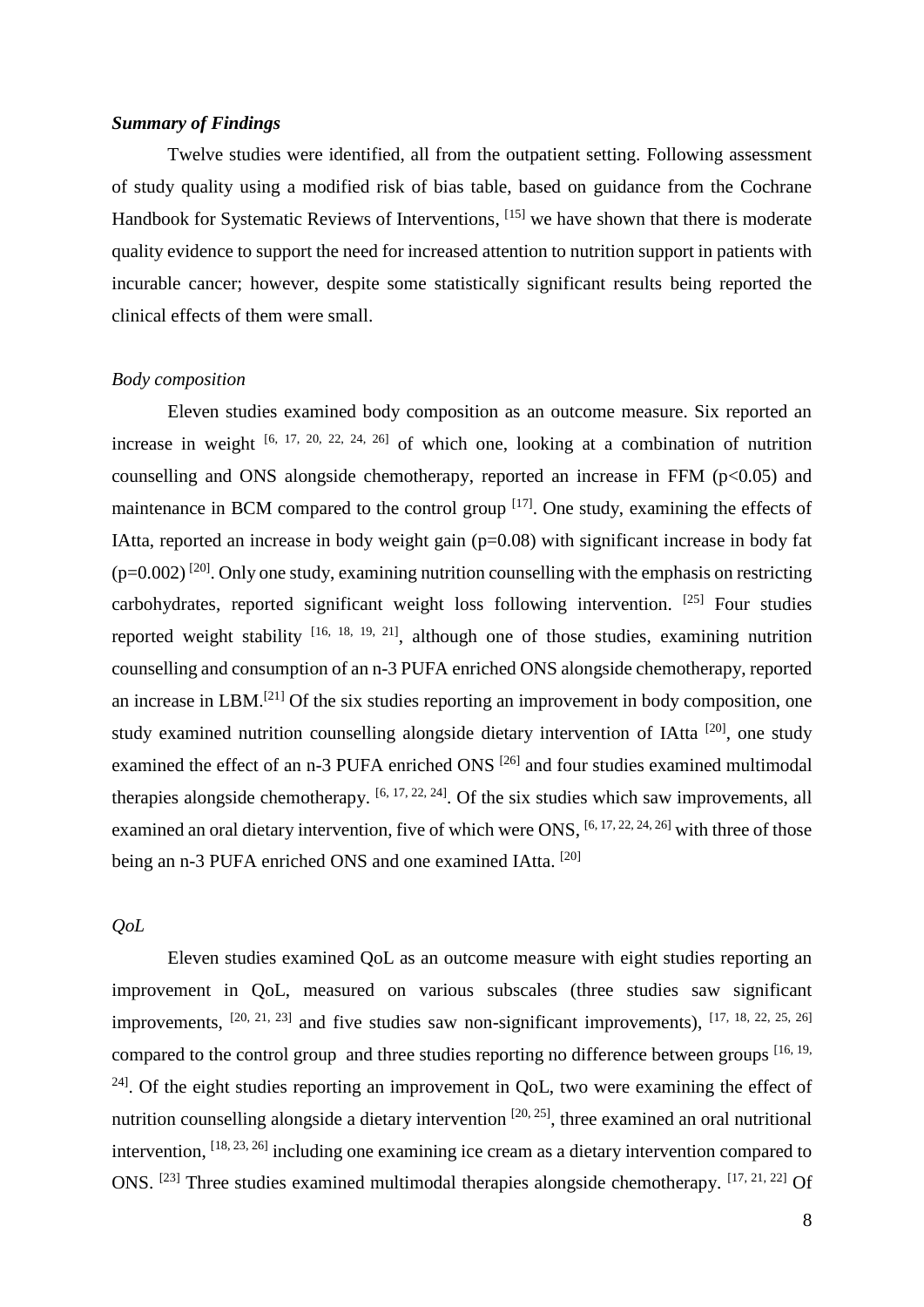### ***Summary of Findings***

Twelve studies were identified, all from the outpatient setting. Following assessment of study quality using a modified risk of bias table, based on guidance from the Cochrane Handbook for Systematic Reviews of Interventions, [15] we have shown that there is moderate quality evidence to support the need for increased attention to nutrition support in patients with incurable cancer; however, despite some statistically significant results being reported the clinical effects of them were small.

*Body composition*

Eleven studies examined body composition as an outcome measure. Six reported an increase in weight [6, 17, 20, 22, 24, 26] of which one, looking at a combination of nutrition counselling and ONS alongside chemotherapy, reported an increase in FFM ($p<0.05$) and maintenance in BCM compared to the control group [17]. One study, examining the effects of IAtta, reported an increase in body weight gain ($p=0.08$) with significant increase in body fat ($p=0.002$) [20]. Only one study, examining nutrition counselling with the emphasis on restricting carbohydrates, reported significant weight loss following intervention. [25] Four studies reported weight stability [16, 18, 19, 21], although one of those studies, examining nutrition counselling and consumption of an n-3 PUFA enriched ONS alongside chemotherapy, reported an increase in LBM.[21] Of the six studies reporting an improvement in body composition, one study examined nutrition counselling alongside dietary intervention of IAtta [20], one study examined the effect of an n-3 PUFA enriched ONS [26] and four studies examined multimodal therapies alongside chemotherapy. [6, 17, 22, 24]. Of the six studies which saw improvements, all examined an oral dietary intervention, five of which were ONS, [6, 17, 22, 24, 26] with three of those being an n-3 PUFA enriched ONS and one examined IAtta. [20]

*QoL*

Eleven studies examined QoL as an outcome measure with eight studies reporting an improvement in QoL, measured on various subscales (three studies saw significant improvements, [20, 21, 23] and five studies saw non-significant improvements), [17, 18, 22, 25, 26] compared to the control group and three studies reporting no difference between groups [16, 19, 24]. Of the eight studies reporting an improvement in QoL, two were examining the effect of nutrition counselling alongside a dietary intervention [20, 25], three examined an oral nutritional intervention, [18, 23, 26] including one examining ice cream as a dietary intervention compared to ONS. [23] Three studies examined multimodal therapies alongside chemotherapy. [17, 21, 22] Of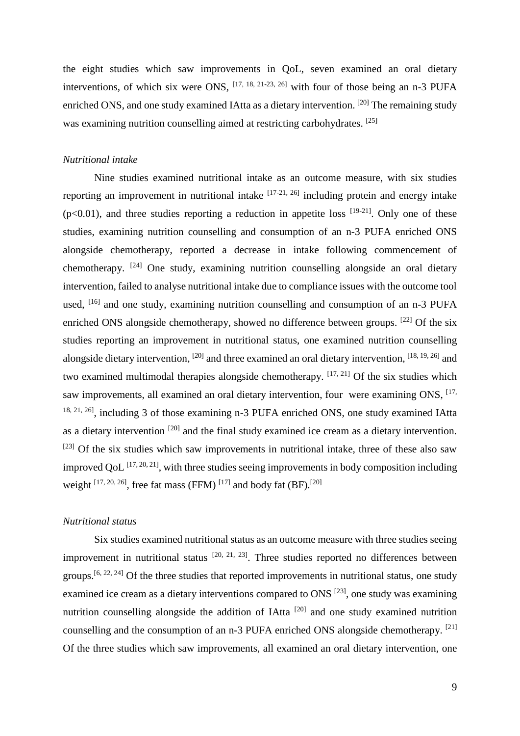the eight studies which saw improvements in QoL, seven examined an oral dietary interventions, of which six were ONS, [17, 18, 21-23, 26] with four of those being an n-3 PUFA enriched ONS, and one study examined IAtta as a dietary intervention. [20] The remaining study was examining nutrition counselling aimed at restricting carbohydrates. [25]

*Nutritional intake*

Nine studies examined nutritional intake as an outcome measure, with six studies reporting an improvement in nutritional intake [17-21, 26] including protein and energy intake ($p<0.01$), and three studies reporting a reduction in appetite loss [19-21]. Only one of these studies, examining nutrition counselling and consumption of an n-3 PUFA enriched ONS alongside chemotherapy, reported a decrease in intake following commencement of chemotherapy. [24] One study, examining nutrition counselling alongside an oral dietary intervention, failed to analyse nutritional intake due to compliance issues with the outcome tool used, [16] and one study, examining nutrition counselling and consumption of an n-3 PUFA enriched ONS alongside chemotherapy, showed no difference between groups. [22] Of the six studies reporting an improvement in nutritional status, one examined nutrition counselling alongside dietary intervention, [20] and three examined an oral dietary intervention, [18, 19, 26] and two examined multimodal therapies alongside chemotherapy. [17, 21] Of the six studies which saw improvements, all examined an oral dietary intervention, four were examining ONS, [17, 18, 21, 26], including 3 of those examining n-3 PUFA enriched ONS, one study examined IAtta as a dietary intervention [20] and the final study examined ice cream as a dietary intervention. [23] Of the six studies which saw improvements in nutritional intake, three of these also saw improved QoL [17, 20, 21], with three studies seeing improvements in body composition including weight [17, 20, 26], free fat mass (FFM) [17] and body fat (BF).[20]

*Nutritional status*

Six studies examined nutritional status as an outcome measure with three studies seeing improvement in nutritional status [20, 21, 23]. Three studies reported no differences between groups.[6, 22, 24] Of the three studies that reported improvements in nutritional status, one study examined ice cream as a dietary interventions compared to ONS [23], one study was examining nutrition counselling alongside the addition of IAtta [20] and one study examined nutrition counselling and the consumption of an n-3 PUFA enriched ONS alongside chemotherapy. [21] Of the three studies which saw improvements, all examined an oral dietary intervention, one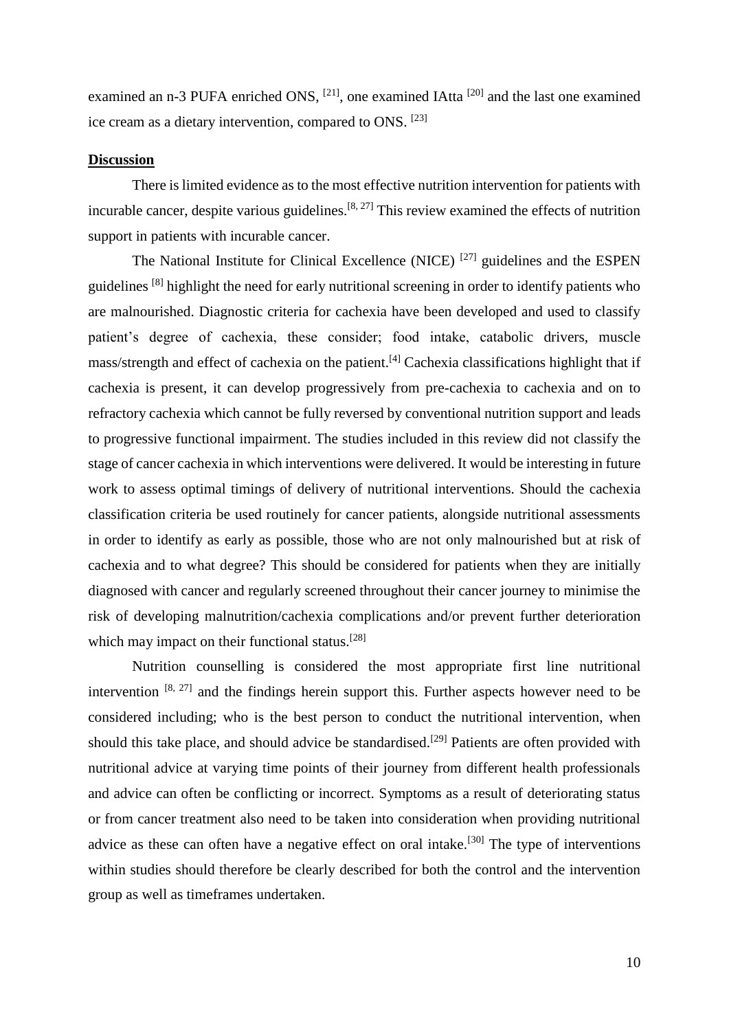examined an n-3 PUFA enriched ONS, [21], one examined IAtta [20] and the last one examined ice cream as a dietary intervention, compared to ONS. [23]

## Discussion

There is limited evidence as to the most effective nutrition intervention for patients with incurable cancer, despite various guidelines.[8, 27] This review examined the effects of nutrition support in patients with incurable cancer.

The National Institute for Clinical Excellence (NICE) [27] guidelines and the ESPEN guidelines [8] highlight the need for early nutritional screening in order to identify patients who are malnourished. Diagnostic criteria for cachexia have been developed and used to classify patient's degree of cachexia, these consider; food intake, catabolic drivers, muscle mass/strength and effect of cachexia on the patient.[4] Cachexia classifications highlight that if cachexia is present, it can develop progressively from pre-cachexia to cachexia and on to refractory cachexia which cannot be fully reversed by conventional nutrition support and leads to progressive functional impairment. The studies included in this review did not classify the stage of cancer cachexia in which interventions were delivered. It would be interesting in future work to assess optimal timings of delivery of nutritional interventions. Should the cachexia classification criteria be used routinely for cancer patients, alongside nutritional assessments in order to identify as early as possible, those who are not only malnourished but at risk of cachexia and to what degree? This should be considered for patients when they are initially diagnosed with cancer and regularly screened throughout their cancer journey to minimise the risk of developing malnutrition/cachexia complications and/or prevent further deterioration which may impact on their functional status.[28]

Nutrition counselling is considered the most appropriate first line nutritional intervention [8, 27] and the findings herein support this. Further aspects however need to be considered including; who is the best person to conduct the nutritional intervention, when should this take place, and should advice be standardised.[29] Patients are often provided with nutritional advice at varying time points of their journey from different health professionals and advice can often be conflicting or incorrect. Symptoms as a result of deteriorating status or from cancer treatment also need to be taken into consideration when providing nutritional advice as these can often have a negative effect on oral intake.[30] The type of interventions within studies should therefore be clearly described for both the control and the intervention group as well as timeframes undertaken.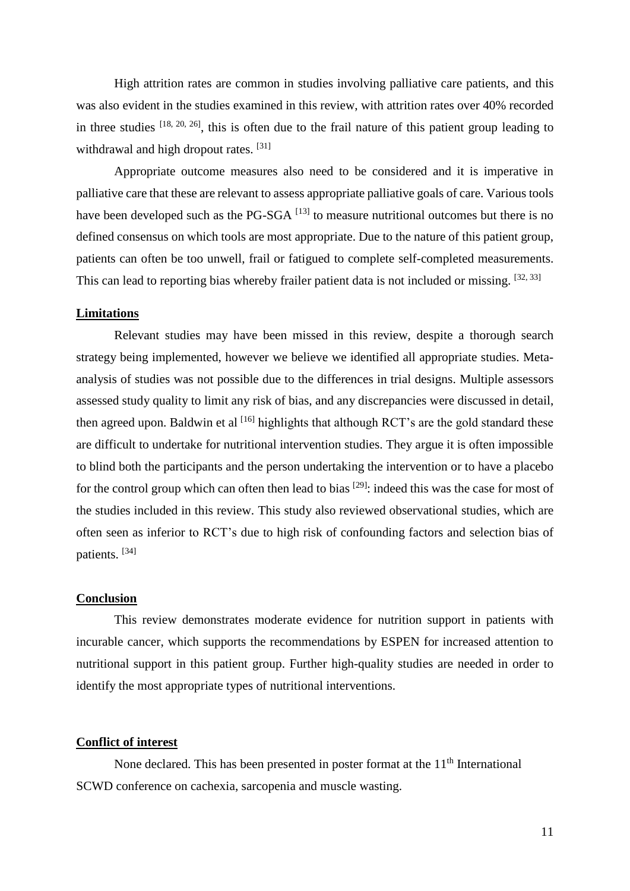High attrition rates are common in studies involving palliative care patients, and this was also evident in the studies examined in this review, with attrition rates over 40% recorded in three studies [18, 20, 26], this is often due to the frail nature of this patient group leading to withdrawal and high dropout rates. [31]

Appropriate outcome measures also need to be considered and it is imperative in palliative care that these are relevant to assess appropriate palliative goals of care. Various tools have been developed such as the PG-SGA [13] to measure nutritional outcomes but there is no defined consensus on which tools are most appropriate. Due to the nature of this patient group, patients can often be too unwell, frail or fatigued to complete self-completed measurements. This can lead to reporting bias whereby frailer patient data is not included or missing. [32, 33]

## Limitations

Relevant studies may have been missed in this review, despite a thorough search strategy being implemented, however we believe we identified all appropriate studies. Meta-analysis of studies was not possible due to the differences in trial designs. Multiple assessors assessed study quality to limit any risk of bias, and any discrepancies were discussed in detail, then agreed upon. Baldwin et al [16] highlights that although RCT's are the gold standard these are difficult to undertake for nutritional intervention studies. They argue it is often impossible to blind both the participants and the person undertaking the intervention or to have a placebo for the control group which can often then lead to bias [29]: indeed this was the case for most of the studies included in this review. This study also reviewed observational studies, which are often seen as inferior to RCT's due to high risk of confounding factors and selection bias of patients. [34]

## Conclusion

This review demonstrates moderate evidence for nutrition support in patients with incurable cancer, which supports the recommendations by ESPEN for increased attention to nutritional support in this patient group. Further high-quality studies are needed in order to identify the most appropriate types of nutritional interventions.

## Conflict of interest

None declared. This has been presented in poster format at the 11th International SCWD conference on cachexia, sarcopenia and muscle wasting.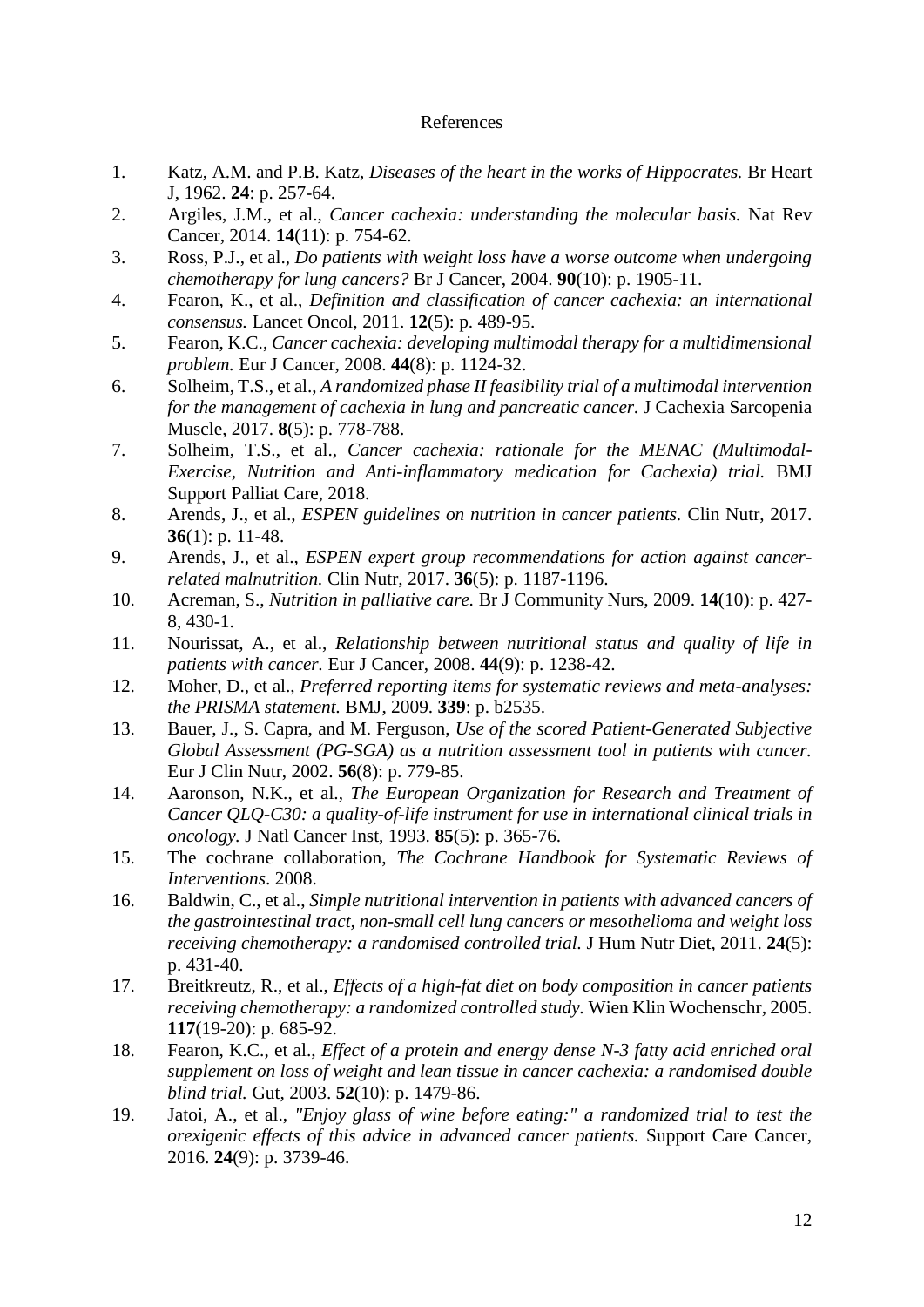# References

1. Katz, A.M. and P.B. Katz, *Diseases of the heart in the works of Hippocrates.* Br Heart J, 1962. **24**: p. 257-64.
2. Argiles, J.M., et al., *Cancer cachexia: understanding the molecular basis.* Nat Rev Cancer, 2014. **14**(11): p. 754-62.
3. Ross, P.J., et al., *Do patients with weight loss have a worse outcome when undergoing chemotherapy for lung cancers?* Br J Cancer, 2004. **90**(10): p. 1905-11.
4. Fearon, K., et al., *Definition and classification of cancer cachexia: an international consensus.* Lancet Oncol, 2011. **12**(5): p. 489-95.
5. Fearon, K.C., *Cancer cachexia: developing multimodal therapy for a multidimensional problem.* Eur J Cancer, 2008. **44**(8): p. 1124-32.
6. Solheim, T.S., et al., *A randomized phase II feasibility trial of a multimodal intervention for the management of cachexia in lung and pancreatic cancer.* J Cachexia Sarcopenia Muscle, 2017. **8**(5): p. 778-788.
7. Solheim, T.S., et al., *Cancer cachexia: rationale for the MENAC (Multimodal-Exercise, Nutrition and Anti-inflammatory medication for Cachexia) trial.* BMJ Support Palliat Care, 2018.
8. Arends, J., et al., *ESPEN guidelines on nutrition in cancer patients.* Clin Nutr, 2017. **36**(1): p. 11-48.
9. Arends, J., et al., *ESPEN expert group recommendations for action against cancer-related malnutrition.* Clin Nutr, 2017. **36**(5): p. 1187-1196.
10. Acreman, S., *Nutrition in palliative care.* Br J Community Nurs, 2009. **14**(10): p. 427-8, 430-1.
11. Nourissat, A., et al., *Relationship between nutritional status and quality of life in patients with cancer.* Eur J Cancer, 2008. **44**(9): p. 1238-42.
12. Moher, D., et al., *Preferred reporting items for systematic reviews and meta-analyses: the PRISMA statement.* BMJ, 2009. **339**: p. b2535.
13. Bauer, J., S. Capra, and M. Ferguson, *Use of the scored Patient-Generated Subjective Global Assessment (PG-SGA) as a nutrition assessment tool in patients with cancer.* Eur J Clin Nutr, 2002. **56**(8): p. 779-85.
14. Aaronson, N.K., et al., *The European Organization for Research and Treatment of Cancer QLQ-C30: a quality-of-life instrument for use in international clinical trials in oncology.* J Natl Cancer Inst, 1993. **85**(5): p. 365-76.
15. The cochrane collaboration, *The Cochrane Handbook for Systematic Reviews of Interventions*. 2008.
16. Baldwin, C., et al., *Simple nutritional intervention in patients with advanced cancers of the gastrointestinal tract, non-small cell lung cancers or mesothelioma and weight loss receiving chemotherapy: a randomised controlled trial.* J Hum Nutr Diet, 2011. **24**(5): p. 431-40.
17. Breitkreutz, R., et al., *Effects of a high-fat diet on body composition in cancer patients receiving chemotherapy: a randomized controlled study.* Wien Klin Wochenschr, 2005. **117**(19-20): p. 685-92.
18. Fearon, K.C., et al., *Effect of a protein and energy dense N-3 fatty acid enriched oral supplement on loss of weight and lean tissue in cancer cachexia: a randomised double blind trial.* Gut, 2003. **52**(10): p. 1479-86.
19. Jatoi, A., et al., *"Enjoy glass of wine before eating:" a randomized trial to test the orexigenic effects of this advice in advanced cancer patients.* Support Care Cancer, 2016. **24**(9): p. 3739-46.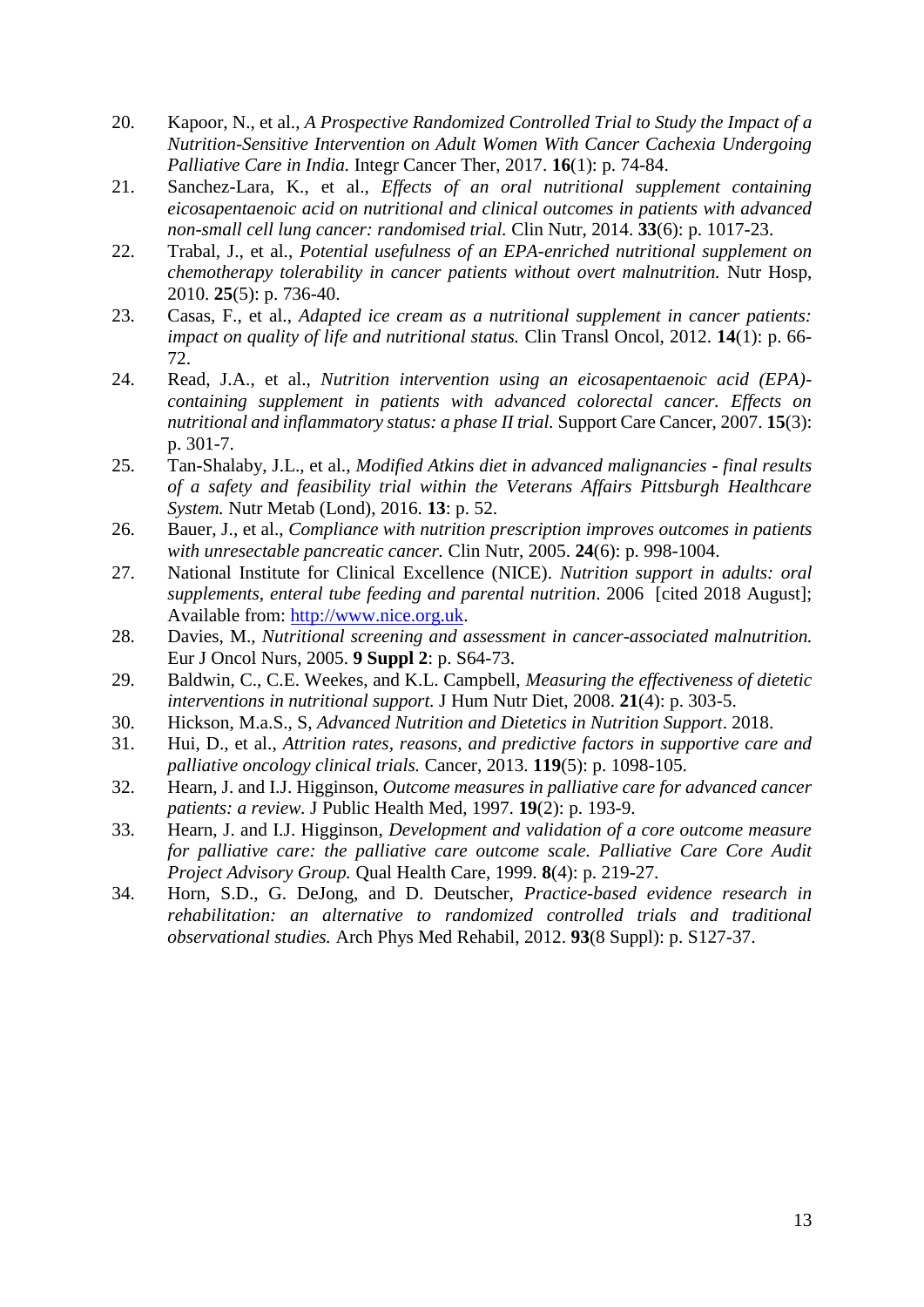20. Kapoor, N., et al., *A Prospective Randomized Controlled Trial to Study the Impact of a Nutrition-Sensitive Intervention on Adult Women With Cancer Cachexia Undergoing Palliative Care in India.* Integr Cancer Ther, 2017. **16**(1): p. 74-84.
21. Sanchez-Lara, K., et al., *Effects of an oral nutritional supplement containing eicosapentaenoic acid on nutritional and clinical outcomes in patients with advanced non-small cell lung cancer: randomised trial.* Clin Nutr, 2014. **33**(6): p. 1017-23.
22. Trabal, J., et al., *Potential usefulness of an EPA-enriched nutritional supplement on chemotherapy tolerability in cancer patients without overt malnutrition.* Nutr Hosp, 2010. **25**(5): p. 736-40.
23. Casas, F., et al., *Adapted ice cream as a nutritional supplement in cancer patients: impact on quality of life and nutritional status.* Clin Transl Oncol, 2012. **14**(1): p. 66-72.
24. Read, J.A., et al., *Nutrition intervention using an eicosapentaenoic acid (EPA)-containing supplement in patients with advanced colorectal cancer. Effects on nutritional and inflammatory status: a phase II trial.* Support Care Cancer, 2007. **15**(3): p. 301-7.
25. Tan-Shalaby, J.L., et al., *Modified Atkins diet in advanced malignancies - final results of a safety and feasibility trial within the Veterans Affairs Pittsburgh Healthcare System.* Nutr Metab (Lond), 2016. **13**: p. 52.
26. Bauer, J., et al., *Compliance with nutrition prescription improves outcomes in patients with unresectable pancreatic cancer.* Clin Nutr, 2005. **24**(6): p. 998-1004.
27. National Institute for Clinical Excellence (NICE). *Nutrition support in adults: oral supplements, enteral tube feeding and parental nutrition*. 2006 [cited 2018 August]; Available from: http://www.nice.org.uk.
28. Davies, M., *Nutritional screening and assessment in cancer-associated malnutrition.* Eur J Oncol Nurs, 2005. **9 Suppl 2**: p. S64-73.
29. Baldwin, C., C.E. Weekes, and K.L. Campbell, *Measuring the effectiveness of dietetic interventions in nutritional support.* J Hum Nutr Diet, 2008. **21**(4): p. 303-5.
30. Hickson, M.a.S., S, *Advanced Nutrition and Dietetics in Nutrition Support*. 2018.
31. Hui, D., et al., *Attrition rates, reasons, and predictive factors in supportive care and palliative oncology clinical trials.* Cancer, 2013. **119**(5): p. 1098-105.
32. Hearn, J. and I.J. Higginson, *Outcome measures in palliative care for advanced cancer patients: a review.* J Public Health Med, 1997. **19**(2): p. 193-9.
33. Hearn, J. and I.J. Higginson, *Development and validation of a core outcome measure for palliative care: the palliative care outcome scale. Palliative Care Core Audit Project Advisory Group.* Qual Health Care, 1999. **8**(4): p. 219-27.
34. Horn, S.D., G. DeJong, and D. Deutscher, *Practice-based evidence research in rehabilitation: an alternative to randomized controlled trials and traditional observational studies.* Arch Phys Med Rehabil, 2012. **93**(8 Suppl): p. S127-37.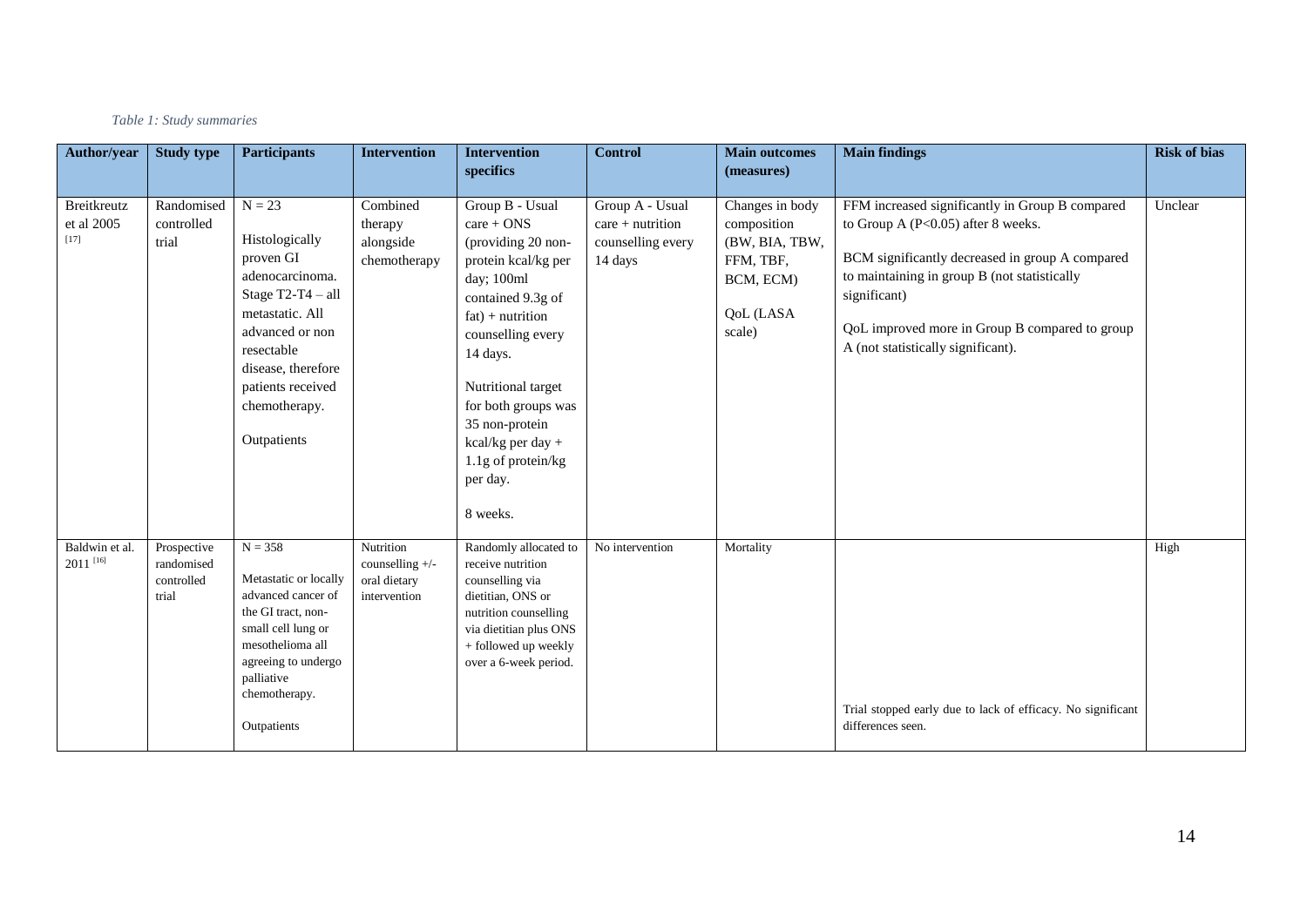*Table 1: Study summaries*

| Author/year | Study type | Participants | Intervention | Intervention specifics | Control | Main outcomes (measures) | Main findings | Risk of bias |
|---|---|---|---|---|---|---|---|---|
| Breitkreutz et al 2005 [17] | Randomised controlled trial | N = 23<br><br>Histologically proven GI adenocarcinoma. Stage T2-T4 – all metastatic. All advanced or non resectable disease, therefore patients received chemotherapy.<br><br>Outpatients | Combined therapy alongside chemotherapy | Group B - Usual care + ONS (providing 20 non-protein kcal/kg per day; 100ml contained 9.3g of fat) + nutrition counselling every 14 days.<br><br>Nutritional target for both groups was 35 non-protein kcal/kg per day + 1.1g of protein/kg per day.<br><br>8 weeks. | Group A - Usual care + nutrition counselling every 14 days | Changes in body composition (BW, BIA, TBW, FFM, TBF, BCM, ECM)<br><br>QoL (LASA scale) | FFM increased significantly in Group B compared to Group A ($P<0.05$) after 8 weeks.<br><br>BCM significantly decreased in group A compared to maintaining in group B (not statistically significant)<br><br>QoL improved more in Group B compared to group A (not statistically significant). | Unclear |
| Baldwin et al. 2011 [16] | Prospective randomised controlled trial | N = 358<br><br>Metastatic or locally advanced cancer of the GI tract, non-small cell lung or mesothelioma all agreeing to undergo palliative chemotherapy.<br><br>Outpatients | Nutrition counselling +/- oral dietary intervention | Randomly allocated to receive nutrition counselling via dietitian, ONS or nutrition counselling via dietitian plus ONS + followed up weekly over a 6-week period. | No intervention | Mortality | Trial stopped early due to lack of efficacy. No significant differences seen. | High |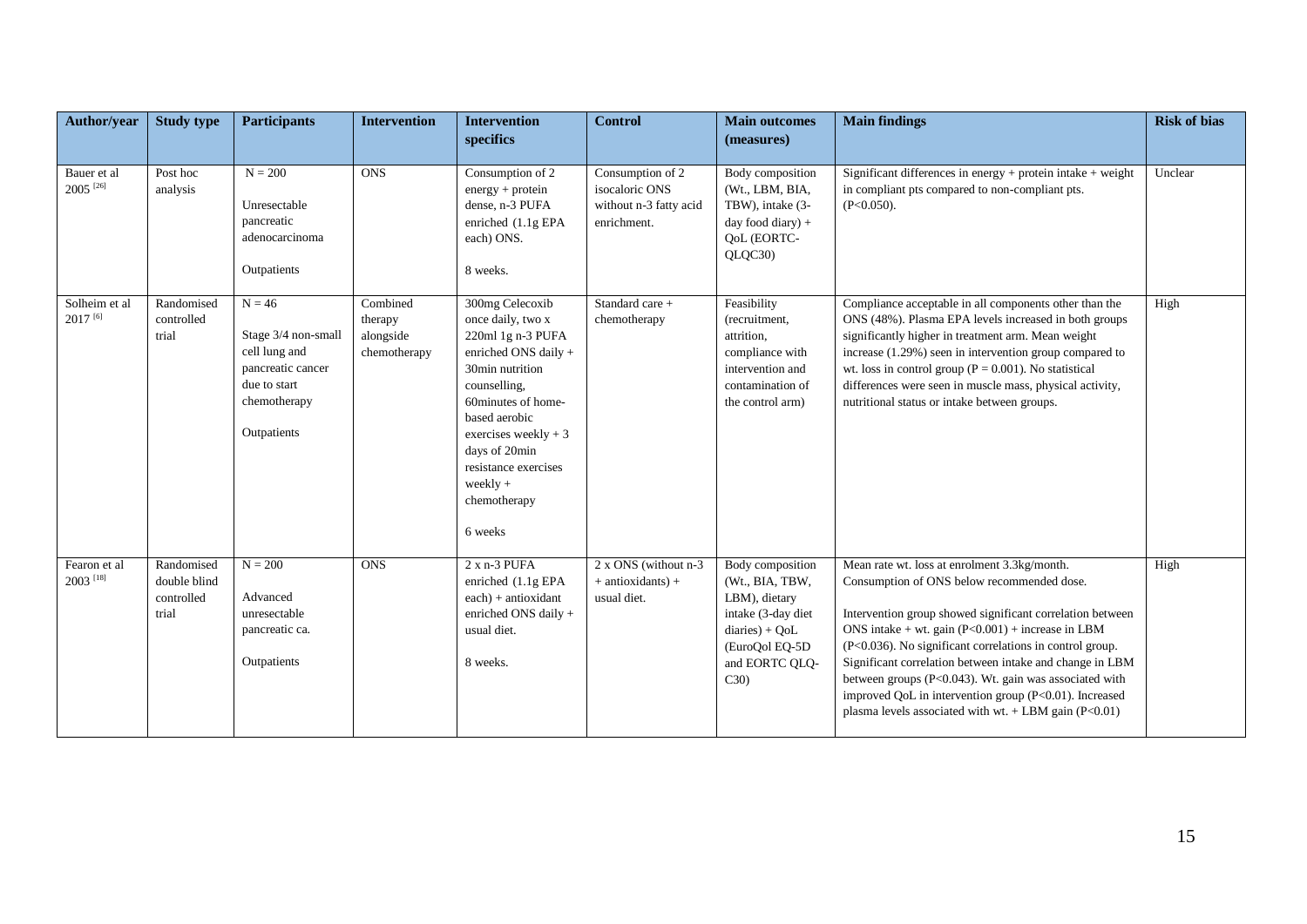| Author/year | Study type | Participants | Intervention | Intervention specifics | Control | Main outcomes (measures) | Main findings | Risk of bias |
|---|---|---|---|---|---|---|---|---|
| Bauer et al 2005 [26] | Post hoc analysis | N = 200<br><br>Unresectable pancreatic adenocarcinoma<br><br>Outpatients | ONS | Consumption of 2 energy + protein dense, n-3 PUFA enriched (1.1g EPA each) ONS.<br><br>8 weeks. | Consumption of 2 isocaloric ONS without n-3 fatty acid enrichment. | Body composition (Wt., LBM, BIA, TBW), intake (3-day food diary) + QoL (EORTC-QLQC30) | Significant differences in energy + protein intake + weight in compliant pts compared to non-compliant pts. ($P<0.050$). | Unclear |
| Solheim et al 2017 [6] | Randomised controlled trial | N = 46<br><br>Stage 3/4 non-small cell lung and pancreatic cancer due to start chemotherapy<br><br>Outpatients | Combined therapy alongside chemotherapy | 300mg Celecoxib once daily, two x 220ml 1g n-3 PUFA enriched ONS daily + 30min nutrition counselling, 60minutes of home-based aerobic exercises weekly + 3 days of 20min resistance exercises weekly + chemotherapy<br><br>6 weeks | Standard care + chemotherapy | Feasibility (recruitment, attrition, compliance with intervention and contamination of the control arm) | Compliance acceptable in all components other than the ONS (48%). Plasma EPA levels increased in both groups significantly higher in treatment arm. Mean weight increase (1.29%) seen in intervention group compared to wt. loss in control group ($P = 0.001$). No statistical differences were seen in muscle mass, physical activity, nutritional status or intake between groups. | High |
| Fearon et al 2003 [18] | Randomised double blind controlled trial | N = 200<br><br>Advanced unresectable pancreatic ca.<br><br>Outpatients | ONS | 2 x n-3 PUFA enriched (1.1g EPA each) + antioxidant enriched ONS daily + usual diet.<br><br>8 weeks. | 2 x ONS (without n-3 + antioxidants) + usual diet. | Body composition (Wt., BIA, TBW, LBM), dietary intake (3-day diet diaries) + QoL (EuroQol EQ-5D and EORTC QLQ-C30) | Mean rate wt. loss at enrolment 3.3kg/month. Consumption of ONS below recommended dose.<br><br>Intervention group showed significant correlation between ONS intake + wt. gain ($P<0.001$) + increase in LBM ($P<0.036$). No significant correlations in control group. Significant correlation between intake and change in LBM between groups ($P<0.043$). Wt. gain was associated with improved QoL in intervention group ($P<0.01$). Increased plasma levels associated with wt. + LBM gain ($P<0.01$) | High |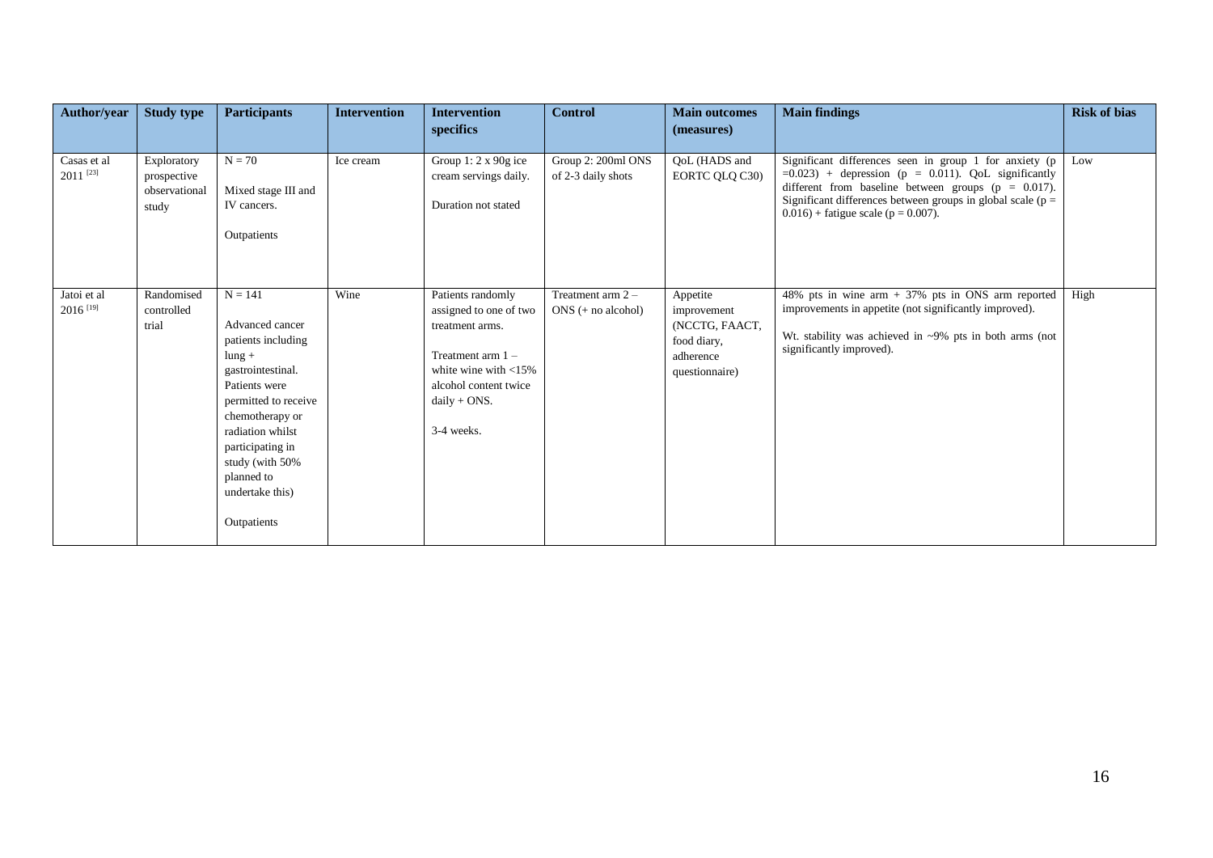| Author/year | Study type | Participants | Intervention | Intervention specifics | Control | Main outcomes (measures) | Main findings | Risk of bias |
|---|---|---|---|---|---|---|---|---|
| Casas et al 2011 [23] | Exploratory prospective observational study | N = 70<br><br>Mixed stage III and IV cancers.<br><br>Outpatients | Ice cream | Group 1: 2 x 90g ice cream servings daily.<br><br>Duration not stated | Group 2: 200ml ONS of 2-3 daily shots | QoL (HADS and EORTC QLQ C30) | Significant differences seen in group 1 for anxiety ($p = 0.023$) + depression ($p = 0.011$). QoL significantly different from baseline between groups ($p = 0.017$). Significant differences between groups in global scale ($p = 0.016$) + fatigue scale ($p = 0.007$). | Low |
| Jatoi et al 2016 [19] | Randomised controlled trial | N = 141<br><br>Advanced cancer patients including lung + gastrointestinal. Patients were permitted to receive chemotherapy or radiation whilst participating in study (with 50% planned to undertake this)<br><br>Outpatients | Wine | Patients randomly assigned to one of two treatment arms.<br><br>Treatment arm 1 – white wine with <15% alcohol content twice daily + ONS.<br><br>3-4 weeks. | Treatment arm 2 – ONS (+ no alcohol) | Appetite improvement (NCCTG, FAACT, food diary, adherence questionnaire) | 48% pts in wine arm + 37% pts in ONS arm reported improvements in appetite (not significantly improved).<br><br>Wt. stability was achieved in ~9% pts in both arms (not significantly improved). | High |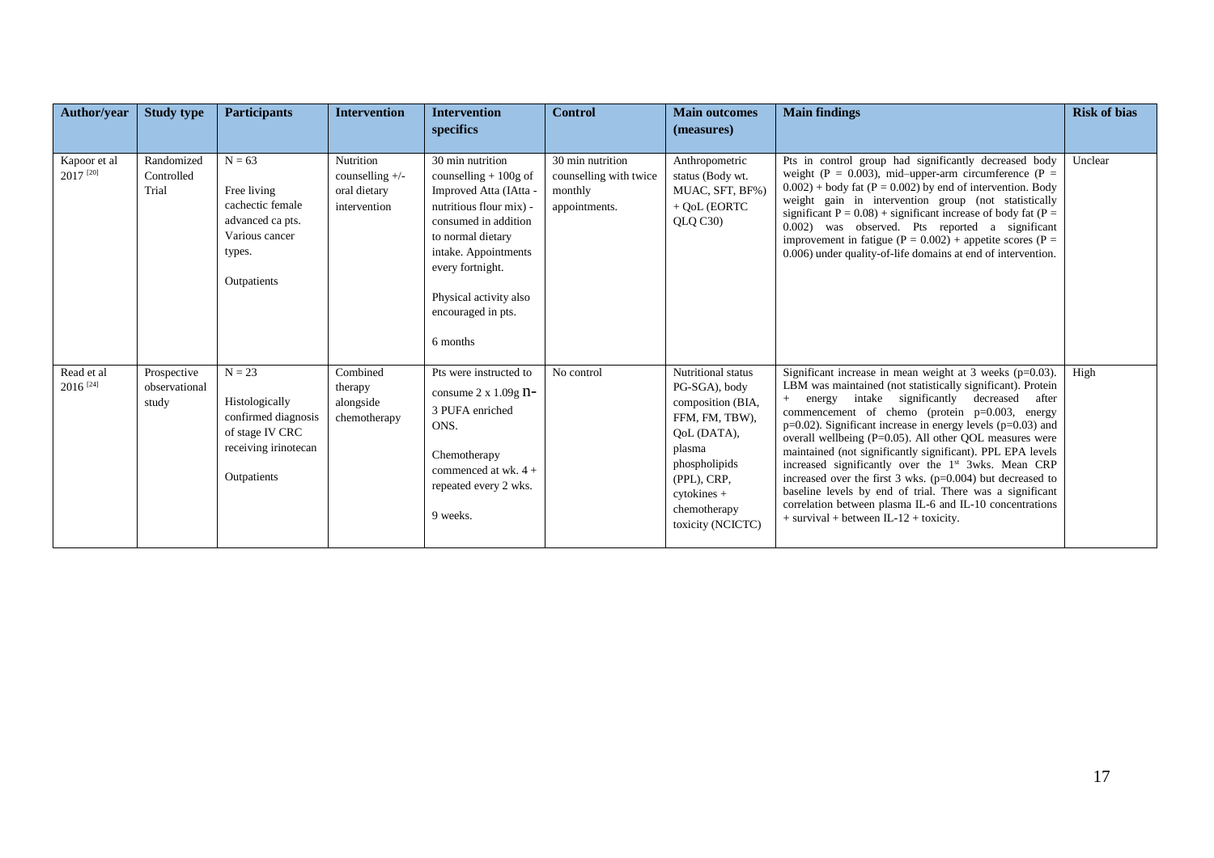| Author/year | Study type | Participants | Intervention | Intervention specifics | Control | Main outcomes (measures) | Main findings | Risk of bias |
|---|---|---|---|---|---|---|---|---|
| Kapoor et al 2017 [20] | Randomized Controlled Trial | N = 63<br><br>Free living cachectic female advanced ca pts. Various cancer types.<br><br>Outpatients | Nutrition counselling +/- oral dietary intervention | 30 min nutrition counselling + 100g of Improved Atta (IAtta - nutritious flour mix) - consumed in addition to normal dietary intake. Appointments every fortnight.<br><br>Physical activity also encouraged in pts.<br><br>6 months | 30 min nutrition counselling with twice monthly appointments. | Anthropometric status (Body wt. MUAC, SFT, BF%) + QoL (EORTC QLQ C30) | Pts in control group had significantly decreased body weight ($P = 0.003$), mid–upper-arm circumference ($P = 0.002$) + body fat ($P = 0.002$) by end of intervention. Body weight gain in intervention group (not statistically significant $P = 0.08$) + significant increase of body fat ($P = 0.002$) was observed. Pts reported a significant improvement in fatigue ($P = 0.002$) + appetite scores ($P = 0.006$) under quality-of-life domains at end of intervention. | Unclear |
| Read et al 2016 [24] | Prospective observational study | N = 23<br><br>Histologically confirmed diagnosis of stage IV CRC receiving irinotecan<br><br>Outpatients | Combined therapy alongside chemotherapy | Pts were instructed to consume 2 x 1.09g n-3 PUFA enriched ONS.<br><br>Chemotherapy commenced at wk. 4 + repeated every 2 wks.<br><br>9 weeks. | No control | Nutritional status PG-SGA), body composition (BIA, FFM, FM, TBW), QoL (DATA), plasma phospholipids (PPL), CRP, cytokines + chemotherapy toxicity (NCICTC) | Significant increase in mean weight at 3 weeks ($p=0.03$). LBM was maintained (not statistically significant). Protein + energy intake significantly decreased after commencement of chemo (protein $p=0.003$, energy $p=0.02$). Significant increase in energy levels ($p=0.03$) and overall wellbeing ($P=0.05$). All other QOL measures were maintained (not significantly significant). PPL EPA levels increased significantly over the 1st 3wks. Mean CRP increased over the first 3 wks. ($p=0.004$) but decreased to baseline levels by end of trial. There was a significant correlation between plasma IL-6 and IL-10 concentrations + survival + between IL-12 + toxicity. | High |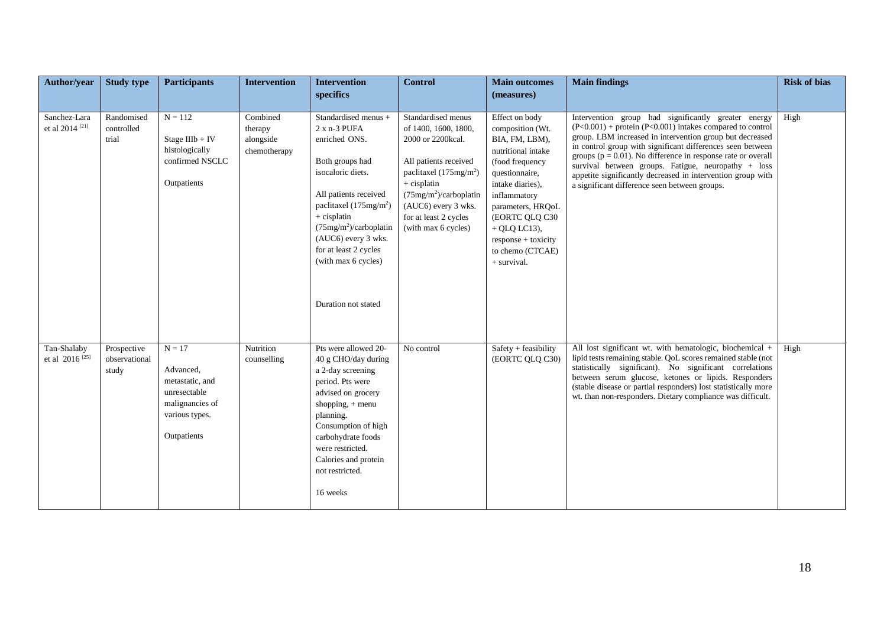| Author/year | Study type | Participants | Intervention | Intervention specifics | Control | Main outcomes (measures) | Main findings | Risk of bias |
|---|---|---|---|---|---|---|---|---|
| Sanchez-Lara et al 2014 [21] | Randomised controlled trial | N = 112<br><br>Stage IIIb + IV histologically confirmed NSCLC<br><br>Outpatients | Combined therapy alongside chemotherapy | Standardised menus + 2 x n-3 PUFA enriched ONS.<br><br>Both groups had isocaloric diets.<br><br>All patients received paclitaxel ($175mg/m^2$) + cisplatin ($75mg/m^2$)/carboplatin (AUC6) every 3 wks. for at least 2 cycles (with max 6 cycles)<br><br>Duration not stated | Standardised menus of 1400, 1600, 1800, 2000 or 2200kcal.<br><br>All patients received paclitaxel ($175mg/m^2$) + cisplatin ($75mg/m^2$)/carboplatin (AUC6) every 3 wks. for at least 2 cycles (with max 6 cycles) | Effect on body composition (Wt. BIA, FM, LBM), nutritional intake (food frequency questionnaire, intake diaries), inflammatory parameters, HRQoL (EORTC QLQ C30 + QLQ LC13), response + toxicity to chemo (CTCAE) + survival. | Intervention group had significantly greater energy ($P<0.001$) + protein ($P<0.001$) intakes compared to control group. LBM increased in intervention group but decreased in control group with significant differences seen between groups ($p = 0.01$). No difference in response rate or overall survival between groups. Fatigue, neuropathy + loss appetite significantly decreased in intervention group with a significant difference seen between groups. | High |
| Tan-Shalaby et al 2016 [25] | Prospective observational study | N = 17<br><br>Advanced, metastatic, and unresectable malignancies of various types.<br><br>Outpatients | Nutrition counselling | Pts were allowed 20-40 g CHO/day during a 2-day screening period. Pts were advised on grocery shopping, + menu planning. Consumption of high carbohydrate foods were restricted. Calories and protein not restricted.<br><br>16 weeks | No control | Safety + feasibility (EORTC QLQ C30) | All lost significant wt. with hematologic, biochemical + lipid tests remaining stable. QoL scores remained stable (not statistically significant). No significant correlations between serum glucose, ketones or lipids. Responders (stable disease or partial responders) lost statistically more wt. than non-responders. Dietary compliance was difficult. | High |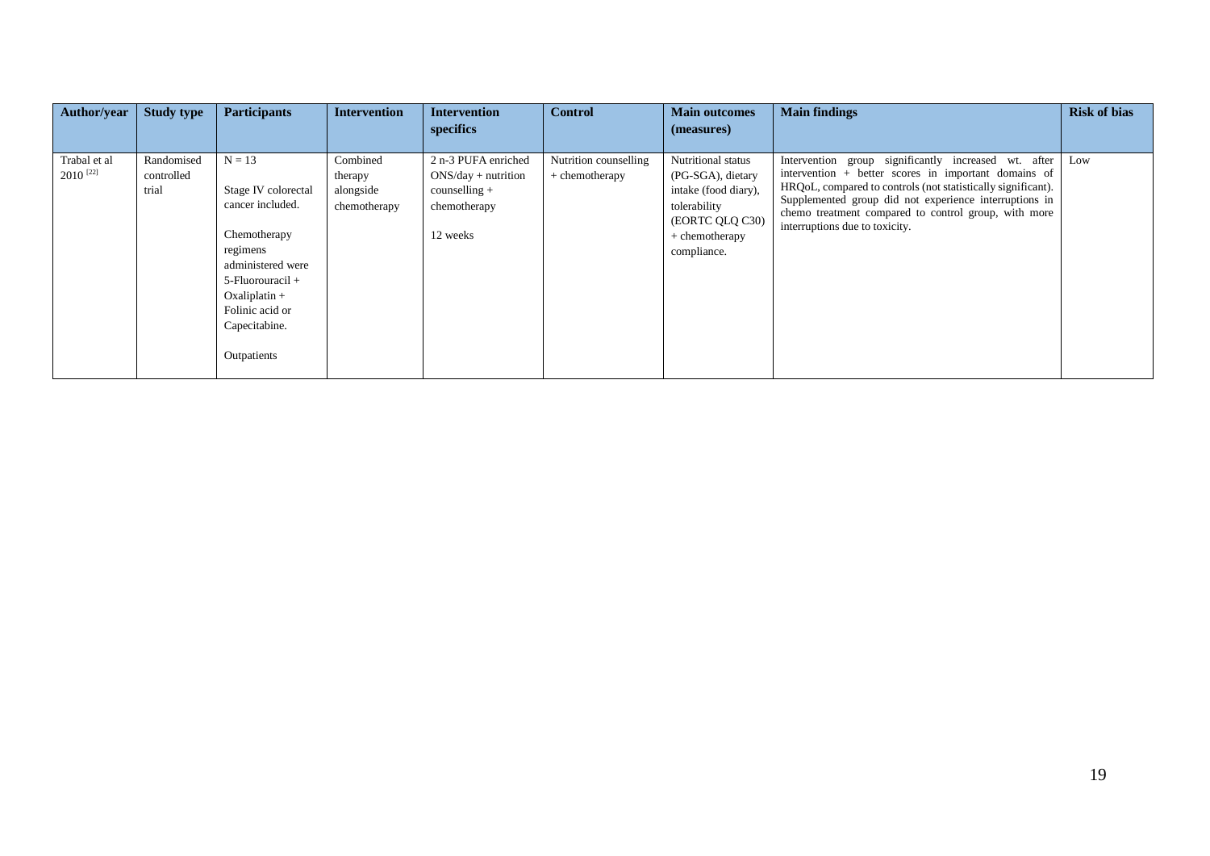| Author/year | Study type | Participants | Intervention | Intervention specifics | Control | Main outcomes (measures) | Main findings | Risk of bias |
|---|---|---|---|---|---|---|---|---|
| Trabal et al 2010 [22] | Randomised controlled trial | N = 13<br><br>Stage IV colorectal cancer included.<br><br>Chemotherapy regimens administered were 5-Fluorouracil + Oxaliplatin + Folinic acid or Capecitabine.<br><br>Outpatients | Combined therapy alongside chemotherapy | 2 n-3 PUFA enriched ONS/day + nutrition counselling + chemotherapy<br><br>12 weeks | Nutrition counselling + chemotherapy | Nutritional status (PG-SGA), dietary intake (food diary), tolerability (EORTC QLQ C30) + chemotherapy compliance. | Intervention group significantly increased wt. after intervention + better scores in important domains of HRQoL, compared to controls (not statistically significant). Supplemented group did not experience interruptions in chemo treatment compared to control group, with more interruptions due to toxicity. | Low |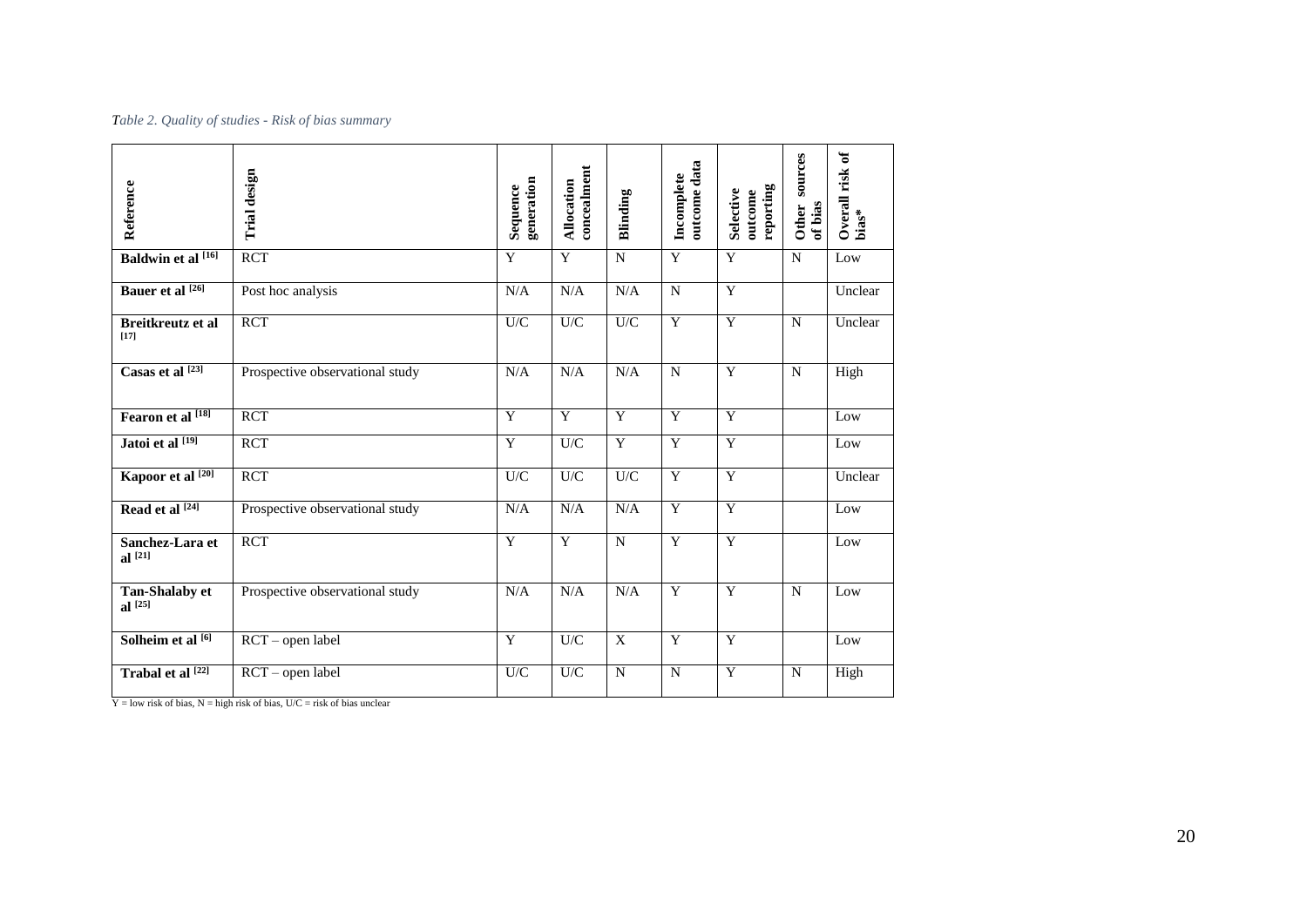*Table 2. Quality of studies - Risk of bias summary*

| Reference | Trial design | Sequence generation | Allocation concealment | Blinding | Incomplete outcome data | Selective outcome reporting | Other sources of bias | Overall risk of bias* |
|---|---|---|---|---|---|---|---|---|
| **Baldwin et al [16]** | RCT | Y | Y | N | Y | Y | N | Low |
| **Bauer et al [26]** | Post hoc analysis | N/A | N/A | N/A | N | Y | | Unclear |
| **Breitkreutz et al [17]** | RCT | U/C | U/C | U/C | Y | Y | N | Unclear |
| **Casas et al [23]** | Prospective observational study | N/A | N/A | N/A | N | Y | N | High |
| **Fearon et al [18]** | RCT | Y | Y | Y | Y | Y | | Low |
| **Jatoi et al [19]** | RCT | Y | U/C | Y | Y | Y | | Low |
| **Kapoor et al [20]** | RCT | U/C | U/C | U/C | Y | Y | | Unclear |
| **Read et al [24]** | Prospective observational study | N/A | N/A | N/A | Y | Y | | Low |
| **Sanchez-Lara et al [21]** | RCT | Y | Y | N | Y | Y | | Low |
| **Tan-Shalaby et al [25]** | Prospective observational study | N/A | N/A | N/A | Y | Y | N | Low |
| **Solheim et al [6]** | RCT – open label | Y | U/C | X | Y | Y | | Low |
| **Trabal et al [22]** | RCT – open label | U/C | U/C | N | N | Y | N | High |

Y = low risk of bias, N = high risk of bias, U/C = risk of bias unclear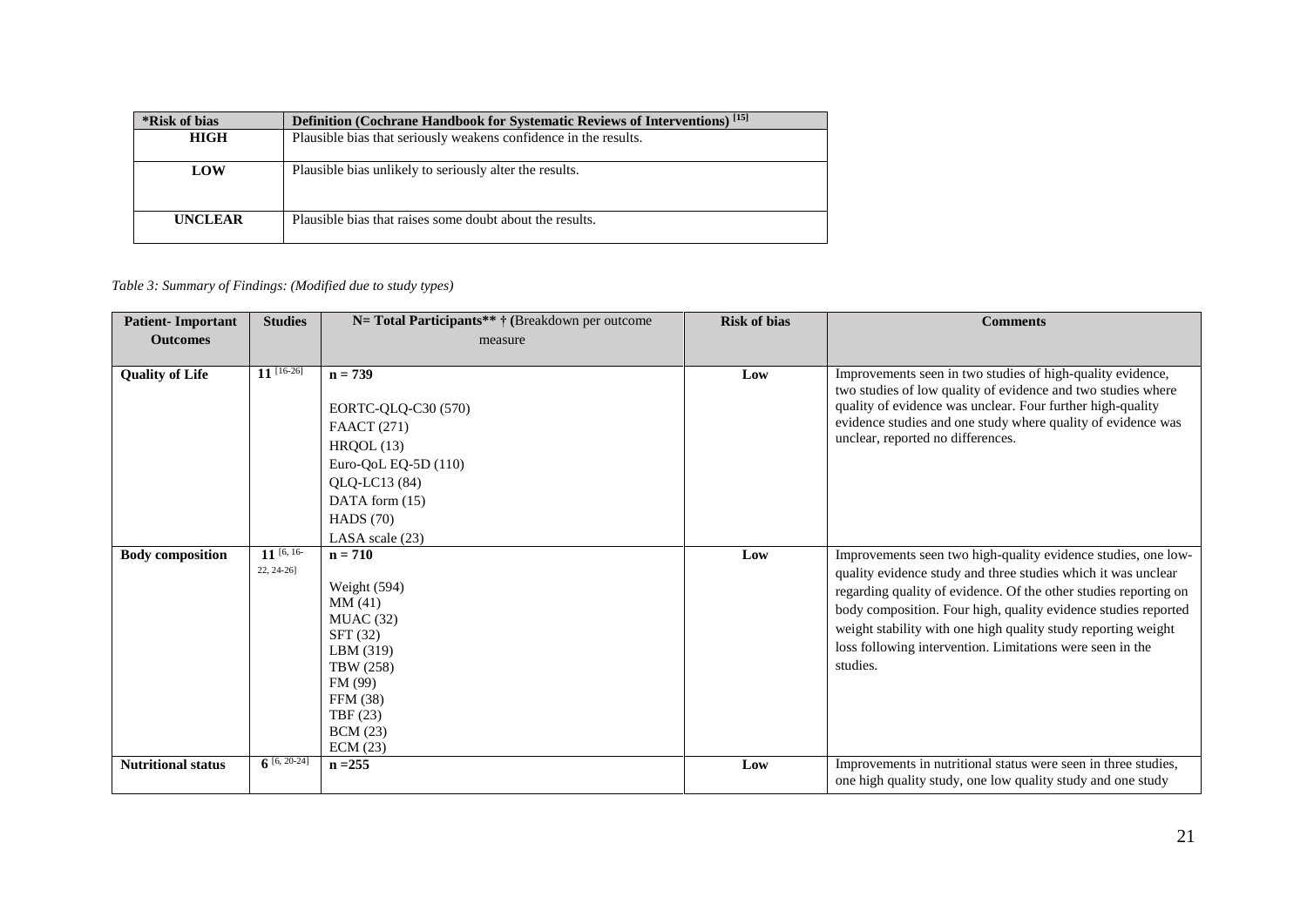| *Risk of bias | Definition (Cochrane Handbook for Systematic Reviews of Interventions) [15] |
|---|---|
| HIGH | Plausible bias that seriously weakens confidence in the results. |
| LOW | Plausible bias unlikely to seriously alter the results. |
| UNCLEAR | Plausible bias that raises some doubt about the results. |

*Table 3: Summary of Findings: (Modified due to study types)*

| Patient- Important Outcomes | Studies | N= Total Participants** † (Breakdown per outcome measure | Risk of bias | Comments |
|---|---|---|---|---|
| Quality of Life | 11 [16-26] | n = 739<br><br>EORTC-QLQ-C30 (570)<br>FAACT (271)<br>HRQOL (13)<br>Euro-QoL EQ-5D (110)<br>QLQ-LC13 (84)<br>DATA form (15)<br>HADS (70)<br>LASA scale (23) | Low | Improvements seen in two studies of high-quality evidence, two studies of low quality of evidence and two studies where quality of evidence was unclear. Four further high-quality evidence studies and one study where quality of evidence was unclear, reported no differences. |
| Body composition | 11 [6, 16-22, 24-26] | n = 710<br><br>Weight (594)<br>MM (41)<br>MUAC (32)<br>SFT (32)<br>LBM (319)<br>TBW (258)<br>FM (99)<br>FFM (38)<br>TBF (23)<br>BCM (23)<br>ECM (23) | Low | Improvements seen two high-quality evidence studies, one low-quality evidence study and three studies which it was unclear regarding quality of evidence. Of the other studies reporting on body composition. Four high, quality evidence studies reported weight stability with one high quality study reporting weight loss following intervention. Limitations were seen in the studies. |
| Nutritional status | 6 [6, 20-24] | n =255 | Low | Improvements in nutritional status were seen in three studies, one high quality study, one low quality study and one study |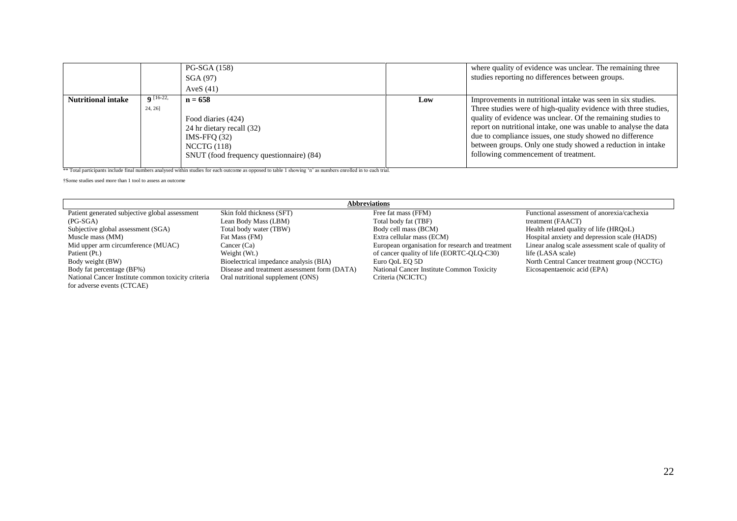| | | | | |
|---|---|---|---|---|
| | | PG-SGA (158)<br>SGA (97)<br>AveS (41) | | where quality of evidence was unclear. The remaining three studies reporting no differences between groups. |
| **Nutritional intake** | **9** [16-22, 24, 26] | **n = 658**<br><br>Food diaries (424)<br>24 hr dietary recall (32)<br>IMS-FFQ (32)<br>NCCTG (118)<br>SNUT (food frequency questionnaire) (84) | **Low** | Improvements in nutritional intake was seen in six studies. Three studies were of high-quality evidence with three studies, quality of evidence was unclear. Of the remaining studies to report on nutritional intake, one was unable to analyse the data due to compliance issues, one study showed no difference between groups. Only one study showed a reduction in intake following commencement of treatment. |

** Total participants include final numbers analysed within studies for each outcome as opposed to table 1 showing 'n' as numbers enrolled in to each trial.

†Some studies used more than 1 tool to assess an outcome

| **Abbreviations** | | | |
|---|---|---|---|
| Patient generated subjective global assessment (PG-SGA) | Skin fold thickness (SFT) | Free fat mass (FFM) | Functional assessment of anorexia/cachexia treatment (FAACT) |
| Subjective global assessment (SGA) | Lean Body Mass (LBM) | Total body fat (TBF) | Health related quality of life (HRQoL) |
| Muscle mass (MM) | Total body water (TBW) | Body cell mass (BCM) | Hospital anxiety and depression scale (HADS) |
| Mid upper arm circumference (MUAC) | Fat Mass (FM) | Extra cellular mass (ECM) | Linear analog scale assessment scale of quality of life (LASA scale) |
| Patient (Pt.) | Cancer (Ca) | European organisation for research and treatment of cancer quality of life (EORTC-QLQ-C30) | North Central Cancer treatment group (NCCTG) |
| Body weight (BW) | Weight (Wt.) | Euro QoL EQ 5D | Eicosapentaenoic acid (EPA) |
| Body fat percentage (BF%) | Bioelectrical impedance analysis (BIA) | National Cancer Institute Common Toxicity Criteria (NCICTC) | |
| National Cancer Institute common toxicity criteria for adverse events (CTCAE) | Disease and treatment assessment form (DATA) | | |
| | Oral nutritional supplement (ONS) | | |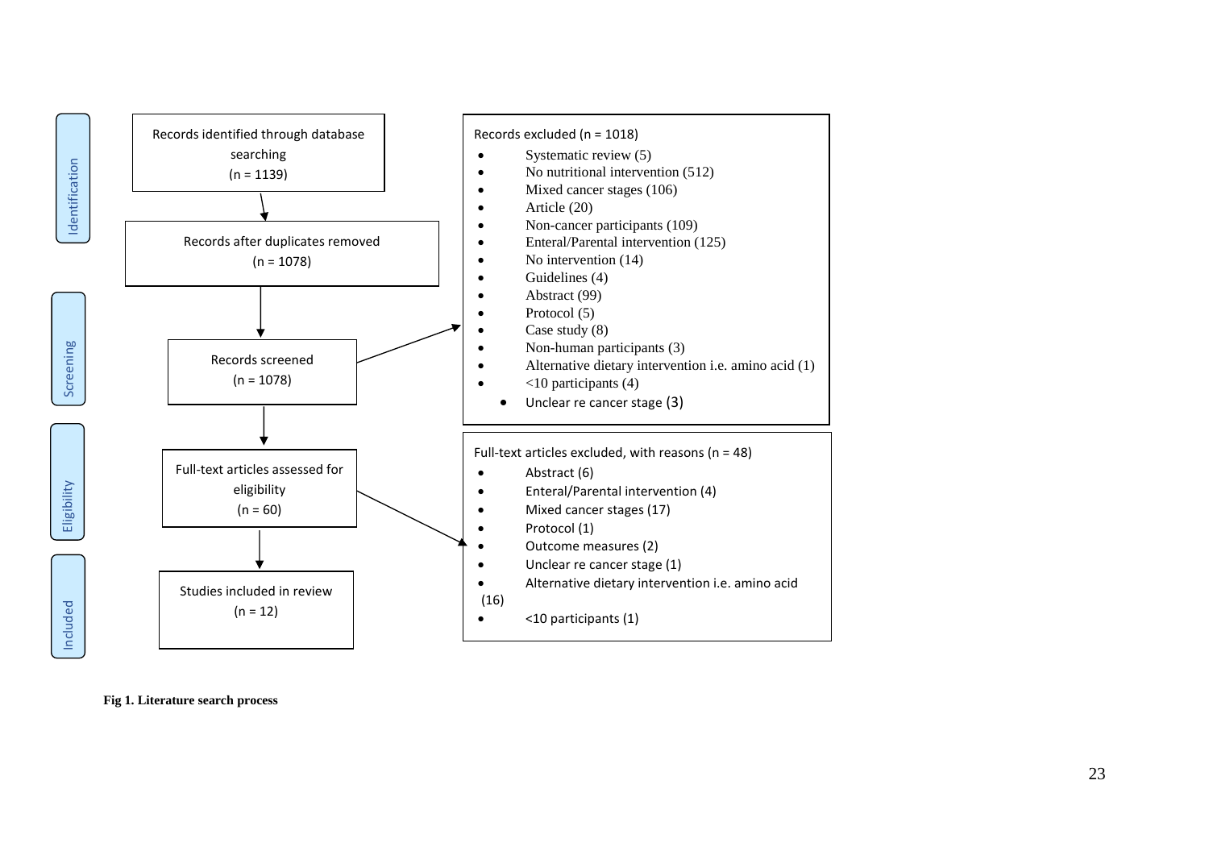**Identification**

Records identified through database searching
(n = 1139)

↓

Records after duplicates removed
(n = 1078)

**Screening**

Records screened
(n = 1078)

→ Records excluded (n = 1018)

- Systematic review (5)
- No nutritional intervention (512)
- Mixed cancer stages (106)
- Article (20)
- Non-cancer participants (109)
- Enteral/Parental intervention (125)
- No intervention (14)
- Guidelines (4)
- Abstract (99)
- Protocol (5)
- Case study (8)
- Non-human participants (3)
- Alternative dietary intervention i.e. amino acid (1)
- <10 participants (4)
- Unclear re cancer stage (3)

**Eligibility**

Full-text articles assessed for eligibility
(n = 60)

→ Full-text articles excluded, with reasons (n = 48)

- Abstract (6)
- Enteral/Parental intervention (4)
- Mixed cancer stages (17)
- Protocol (1)
- Outcome measures (2)
- Unclear re cancer stage (1)
- Alternative dietary intervention i.e. amino acid (16)
- <10 participants (1)

**Included**

Studies included in review
(n = 12)

**Fig 1. Literature search process**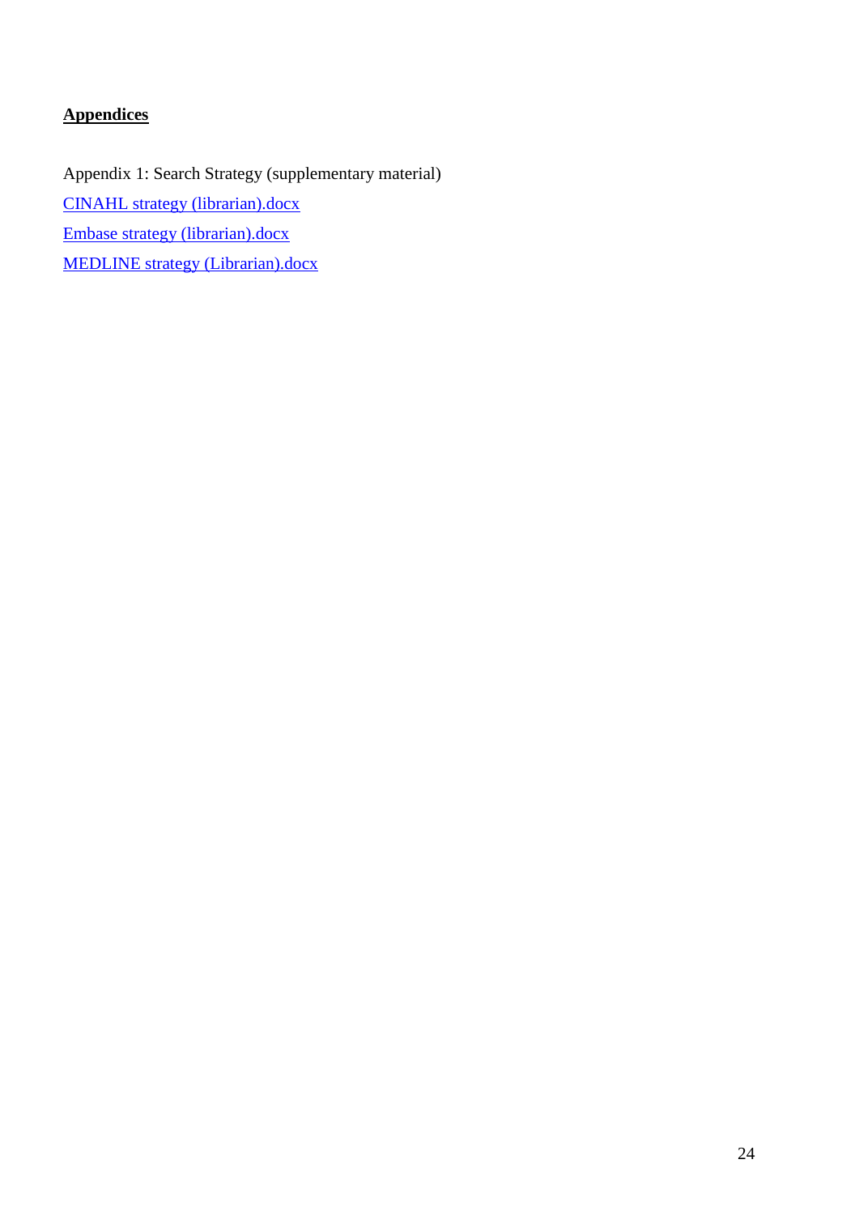**Appendices**

Appendix 1: Search Strategy (supplementary material)

CINAHL strategy (librarian).docx

Embase strategy (librarian).docx

MEDLINE strategy (Librarian).docx